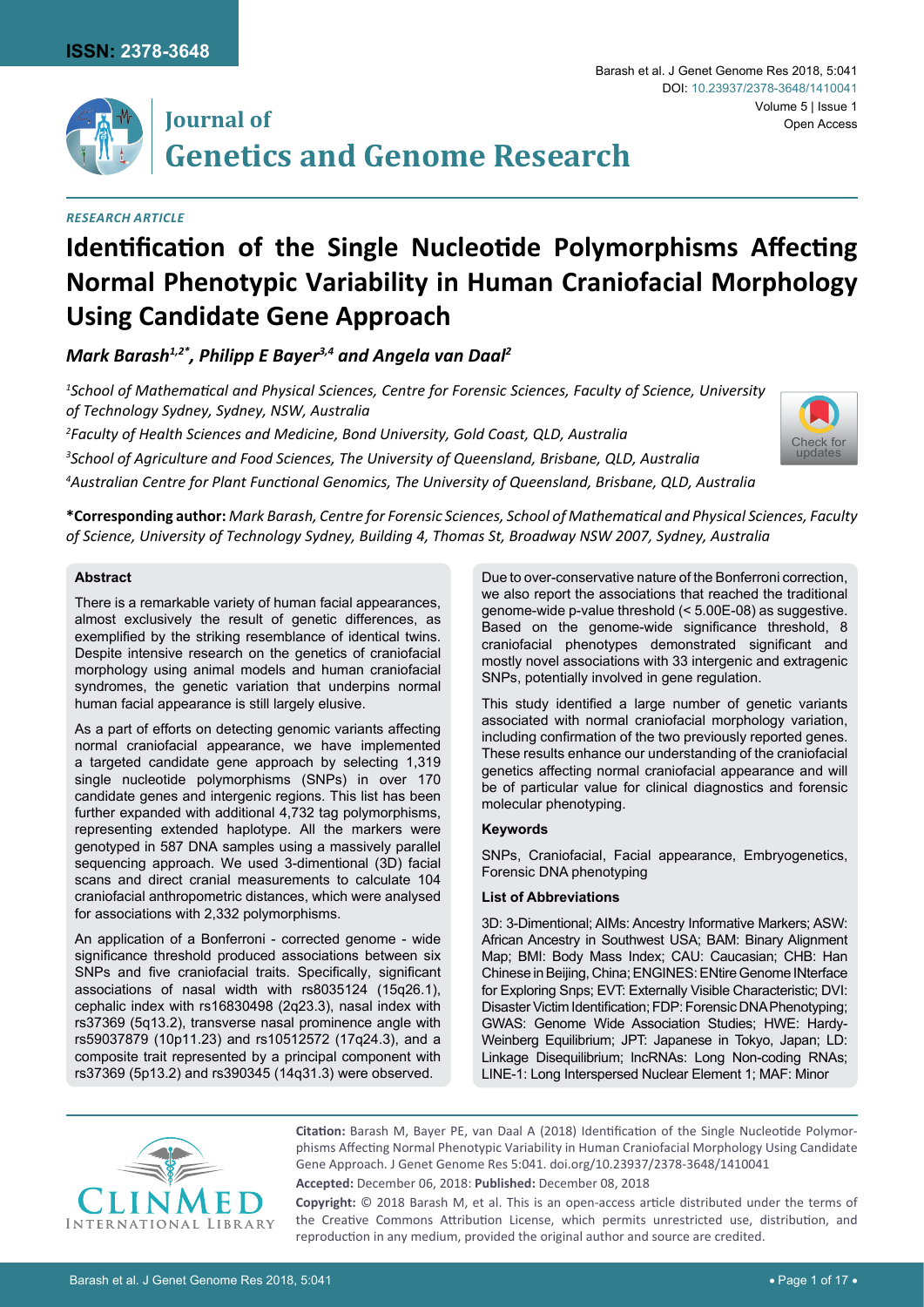ISSN: 2378-3648

DOI: 10.23937/2378-3648/1410041

Open Access

# Journal of Genetics and Genome Research

*RESEARCH ARTICLE*

# Identification of the Single Nucleotide Polymorphisms Affecting Normal Phenotypic Variability in Human Craniofacial Morphology Using Candidate Gene Approach

*Mark Barash[1,2*], Philipp E Bayer[3,4] and Angela van Daal[2]*

*[1]School of Mathematical and Physical Sciences, Centre for Forensic Sciences, Faculty of Science, University of Technology Sydney, Sydney, NSW, Australia*

*[2]Faculty of Health Sciences and Medicine, Bond University, Gold Coast, QLD, Australia*

*[3]School of Agriculture and Food Sciences, The University of Queensland, Brisbane, QLD, Australia*

*[4]Australian Centre for Plant Functional Genomics, The University of Queensland, Brisbane, QLD, Australia*

**\*Corresponding author:** *Mark Barash, Centre for Forensic Sciences, School of Mathematical and Physical Sciences, Faculty of Science, University of Technology Sydney, Building 4, Thomas St, Broadway NSW 2007, Sydney, Australia*

### Abstract

There is a remarkable variety of human facial appearances, almost exclusively the result of genetic differences, as exemplified by the striking resemblance of identical twins. Despite intensive research on the genetics of craniofacial morphology using animal models and human craniofacial syndromes, the genetic variation that underpins normal human facial appearance is still largely elusive.

As a part of efforts on detecting genomic variants affecting normal craniofacial appearance, we have implemented a targeted candidate gene approach by selecting 1,319 single nucleotide polymorphisms (SNPs) in over 170 candidate genes and intergenic regions. This list has been further expanded with additional 4,732 tag polymorphisms, representing extended haplotype. All the markers were genotyped in 587 DNA samples using a massively parallel sequencing approach. We used 3-dimentional (3D) facial scans and direct cranial measurements to calculate 104 craniofacial anthropometric distances, which were analysed for associations with 2,332 polymorphisms.

An application of a Bonferroni - corrected genome - wide significance threshold produced associations between six SNPs and five craniofacial traits. Specifically, significant associations of nasal width with rs8035124 (15q26.1), cephalic index with rs16830498 (2q23.3), nasal index with rs37369 (5q13.2), transverse nasal prominence angle with rs59037879 (10p11.23) and rs10512572 (17q24.3), and a composite trait represented by a principal component with rs37369 (5p13.2) and rs390345 (14q31.3) were observed.

Due to over-conservative nature of the Bonferroni correction, we also report the associations that reached the traditional genome-wide p-value threshold (< 5.00E-08) as suggestive. Based on the genome-wide significance threshold, 8 craniofacial phenotypes demonstrated significant and mostly novel associations with 33 intergenic and extragenic SNPs, potentially involved in gene regulation.

This study identified a large number of genetic variants associated with normal craniofacial morphology variation, including confirmation of the two previously reported genes. These results enhance our understanding of the craniofacial genetics affecting normal craniofacial appearance and will be of particular value for clinical diagnostics and forensic molecular phenotyping.

### Keywords

SNPs, Craniofacial, Facial appearance, Embryogenetics, Forensic DNA phenotyping

### List of Abbreviations

3D: 3-Dimentional; AIMs: Ancestry Informative Markers; ASW: African Ancestry in Southwest USA; BAM: Binary Alignment Map; BMI: Body Mass Index; CAU: Caucasian; CHB: Han Chinese in Beijing, China; ENGINES: ENtire Genome INterface for Exploring Snps; EVT: Externally Visible Characteristic; DVI: Disaster Victim Identification; FDP: Forensic DNA Phenotyping; GWAS: Genome Wide Association Studies; HWE: Hardy-Weinberg Equilibrium; JPT: Japanese in Tokyo, Japan; LD: Linkage Disequilibrium; lncRNAs: Long Non-coding RNAs; LINE-1: Long Interspersed Nuclear Element 1; MAF: Minor

**Citation:** Barash M, Bayer PE, van Daal A (2018) Identification of the Single Nucleotide Polymorphisms Affecting Normal Phenotypic Variability in Human Craniofacial Morphology Using Candidate Gene Approach. J Genet Genome Res 5:041. doi.org/10.23937/2378-3648/1410041

**Accepted:** December 06, 2018: **Published:** December 08, 2018

**Copyright:** © 2018 Barash M, et al. This is an open-access article distributed under the terms of the Creative Commons Attribution License, which permits unrestricted use, distribution, and reproduction in any medium, provided the original author and source are credited.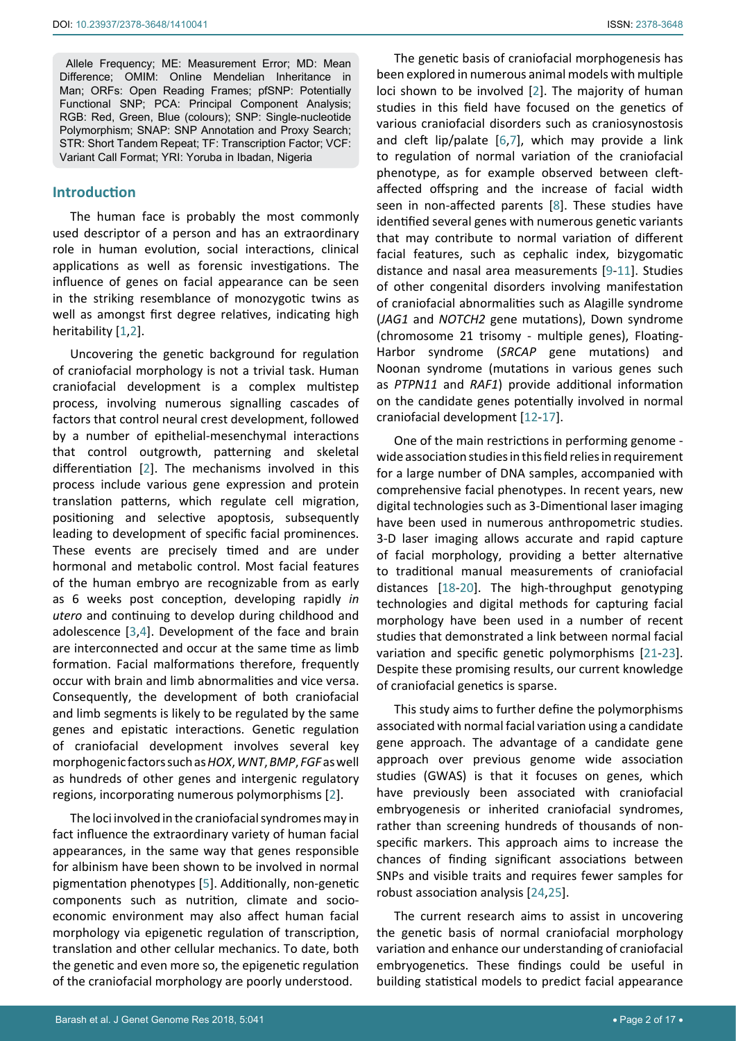Allele Frequency; ME: Measurement Error; MD: Mean Difference; OMIM: Online Mendelian Inheritance in Man; ORFs: Open Reading Frames; pfSNP: Potentially Functional SNP; PCA: Principal Component Analysis; RGB: Red, Green, Blue (colours); SNP: Single-nucleotide Polymorphism; SNAP: SNP Annotation and Proxy Search; STR: Short Tandem Repeat; TF: Transcription Factor; VCF: Variant Call Format; YRI: Yoruba in Ibadan, Nigeria

## Introduction

The human face is probably the most commonly used descriptor of a person and has an extraordinary role in human evolution, social interactions, clinical applications as well as forensic investigations. The influence of genes on facial appearance can be seen in the striking resemblance of monozygotic twins as well as amongst first degree relatives, indicating high heritability [1,2].

Uncovering the genetic background for regulation of craniofacial morphology is not a trivial task. Human craniofacial development is a complex multistep process, involving numerous signalling cascades of factors that control neural crest development, followed by a number of epithelial-mesenchymal interactions that control outgrowth, patterning and skeletal differentiation [2]. The mechanisms involved in this process include various gene expression and protein translation patterns, which regulate cell migration, positioning and selective apoptosis, subsequently leading to development of specific facial prominences. These events are precisely timed and are under hormonal and metabolic control. Most facial features of the human embryo are recognizable from as early as 6 weeks post conception, developing rapidly *in utero* and continuing to develop during childhood and adolescence [3,4]. Development of the face and brain are interconnected and occur at the same time as limb formation. Facial malformations therefore, frequently occur with brain and limb abnormalities and vice versa. Consequently, the development of both craniofacial and limb segments is likely to be regulated by the same genes and epistatic interactions. Genetic regulation of craniofacial development involves several key morphogenic factors such as *HOX*, *WNT*, *BMP*, *FGF* as well as hundreds of other genes and intergenic regulatory regions, incorporating numerous polymorphisms [2].

The loci involved in the craniofacial syndromes may in fact influence the extraordinary variety of human facial appearances, in the same way that genes responsible for albinism have been shown to be involved in normal pigmentation phenotypes [5]. Additionally, non-genetic components such as nutrition, climate and socio-economic environment may also affect human facial morphology via epigenetic regulation of transcription, translation and other cellular mechanics. To date, both the genetic and even more so, the epigenetic regulation of the craniofacial morphology are poorly understood.

The genetic basis of craniofacial morphogenesis has been explored in numerous animal models with multiple loci shown to be involved [2]. The majority of human studies in this field have focused on the genetics of various craniofacial disorders such as craniosynostosis and cleft lip/palate [6,7], which may provide a link to regulation of normal variation of the craniofacial phenotype, as for example observed between cleft-affected offspring and the increase of facial width seen in non-affected parents [8]. These studies have identified several genes with numerous genetic variants that may contribute to normal variation of different facial features, such as cephalic index, bizygomatic distance and nasal area measurements [9-11]. Studies of other congenital disorders involving manifestation of craniofacial abnormalities such as Alagille syndrome (*JAG1* and *NOTCH2* gene mutations), Down syndrome (chromosome 21 trisomy - multiple genes), Floating-Harbor syndrome (*SRCAP* gene mutations) and Noonan syndrome (mutations in various genes such as *PTPN11* and *RAF1*) provide additional information on the candidate genes potentially involved in normal craniofacial development [12-17].

One of the main restrictions in performing genome - wide association studies in this field relies in requirement for a large number of DNA samples, accompanied with comprehensive facial phenotypes. In recent years, new digital technologies such as 3-Dimentional laser imaging have been used in numerous anthropometric studies. 3-D laser imaging allows accurate and rapid capture of facial morphology, providing a better alternative to traditional manual measurements of craniofacial distances [18-20]. The high-throughput genotyping technologies and digital methods for capturing facial morphology have been used in a number of recent studies that demonstrated a link between normal facial variation and specific genetic polymorphisms [21-23]. Despite these promising results, our current knowledge of craniofacial genetics is sparse.

This study aims to further define the polymorphisms associated with normal facial variation using a candidate gene approach. The advantage of a candidate gene approach over previous genome wide association studies (GWAS) is that it focuses on genes, which have previously been associated with craniofacial embryogenesis or inherited craniofacial syndromes, rather than screening hundreds of thousands of non-specific markers. This approach aims to increase the chances of finding significant associations between SNPs and visible traits and requires fewer samples for robust association analysis [24,25].

The current research aims to assist in uncovering the genetic basis of normal craniofacial morphology variation and enhance our understanding of craniofacial embryogenetics. These findings could be useful in building statistical models to predict facial appearance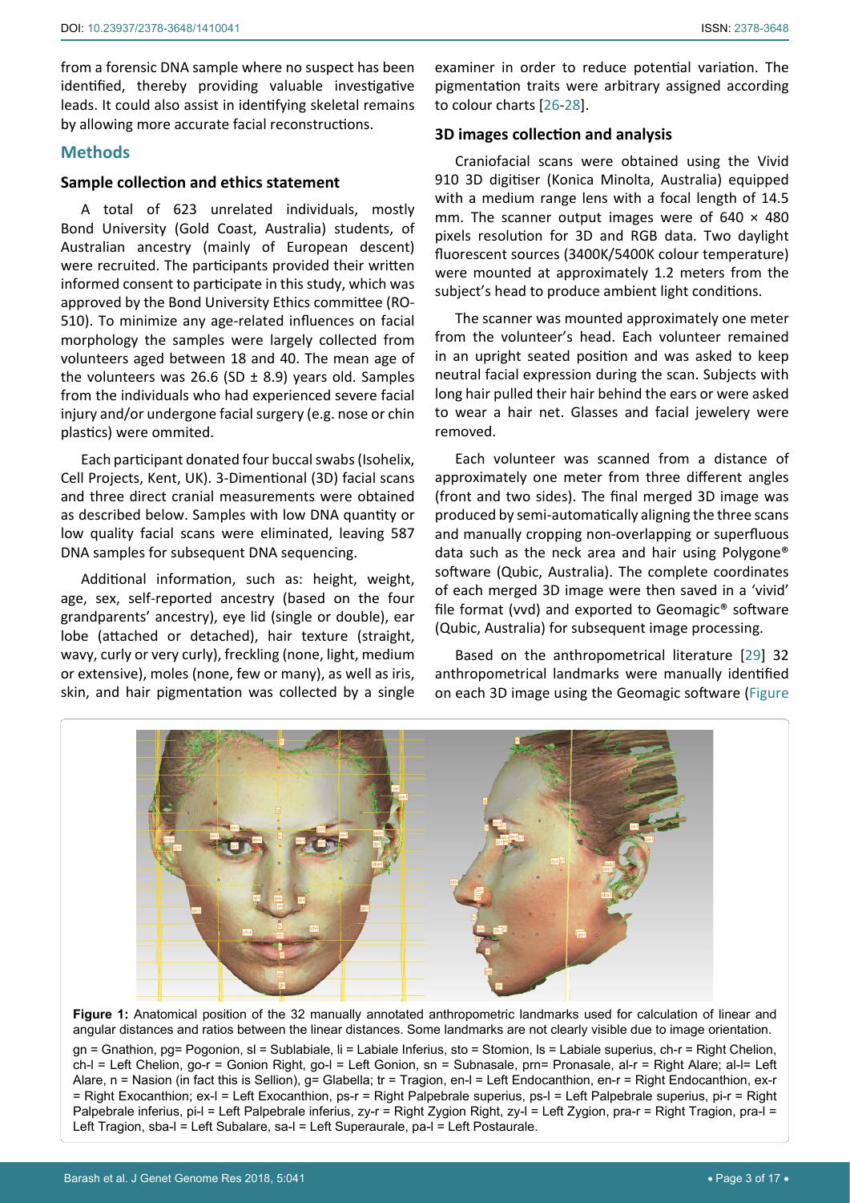from a forensic DNA sample where no suspect has been identified, thereby providing valuable investigative leads. It could also assist in identifying skeletal remains by allowing more accurate facial reconstructions.

## Methods

### Sample collection and ethics statement

A total of 623 unrelated individuals, mostly Bond University (Gold Coast, Australia) students, of Australian ancestry (mainly of European descent) were recruited. The participants provided their written informed consent to participate in this study, which was approved by the Bond University Ethics committee (RO-510). To minimize any age-related influences on facial morphology the samples were largely collected from volunteers aged between 18 and 40. The mean age of the volunteers was 26.6 (SD ± 8.9) years old. Samples from the individuals who had experienced severe facial injury and/or undergone facial surgery (e.g. nose or chin plastics) were ommited.

Each participant donated four buccal swabs (Isohelix, Cell Projects, Kent, UK). 3-Dimentional (3D) facial scans and three direct cranial measurements were obtained as described below. Samples with low DNA quantity or low quality facial scans were eliminated, leaving 587 DNA samples for subsequent DNA sequencing.

Additional information, such as: height, weight, age, sex, self-reported ancestry (based on the four grandparents' ancestry), eye lid (single or double), ear lobe (attached or detached), hair texture (straight, wavy, curly or very curly), freckling (none, light, medium or extensive), moles (none, few or many), as well as iris, skin, and hair pigmentation was collected by a single examiner in order to reduce potential variation. The pigmentation traits were arbitrary assigned according to colour charts [26-28].

### 3D images collection and analysis

Craniofacial scans were obtained using the Vivid 910 3D digitiser (Konica Minolta, Australia) equipped with a medium range lens with a focal length of 14.5 mm. The scanner output images were of 640 × 480 pixels resolution for 3D and RGB data. Two daylight fluorescent sources (3400K/5400K colour temperature) were mounted at approximately 1.2 meters from the subject's head to produce ambient light conditions.

The scanner was mounted approximately one meter from the volunteer's head. Each volunteer remained in an upright seated position and was asked to keep neutral facial expression during the scan. Subjects with long hair pulled their hair behind the ears or were asked to wear a hair net. Glasses and facial jewelery were removed.

Each volunteer was scanned from a distance of approximately one meter from three different angles (front and two sides). The final merged 3D image was produced by semi-automatically aligning the three scans and manually cropping non-overlapping or superfluous data such as the neck area and hair using Polygone® software (Qubic, Australia). The complete coordinates of each merged 3D image were then saved in a 'vivid' file format (vvd) and exported to Geomagic® software (Qubic, Australia) for subsequent image processing.

Based on the anthropometrical literature [29] 32 anthropometrical landmarks were manually identified on each 3D image using the Geomagic software (Figure

**Figure 1:** Anatomical position of the 32 manually annotated anthropometric landmarks used for calculation of linear and angular distances and ratios between the linear distances. Some landmarks are not clearly visible due to image orientation.

gn = Gnathion, pg= Pogonion, sl = Sublabiale, li = Labiale Inferius, sto = Stomion, ls = Labiale superius, ch-r = Right Chelion, ch-l = Left Chelion, go-r = Gonion Right, go-l = Left Gonion, sn = Subnasale, prn= Pronasale, al-r = Right Alare; al-l= Left Alare, n = Nasion (in fact this is Sellion), g= Glabella; tr = Tragion, en-l = Left Endocanthion, en-r = Right Endocanthion, ex-r = Right Exocanthion; ex-l = Left Exocanthion, ps-r = Right Palpebrale superius, ps-l = Left Palpebrale superius, pi-r = Right Palpebrale inferius, pi-l = Left Palpebrale inferius, zy-r = Right Zygion Right, zy-l = Left Zygion, pra-r = Right Tragion, pra-l = Left Tragion, sba-l = Left Subalare, sa-l = Left Superaurale, pa-l = Left Postaurale.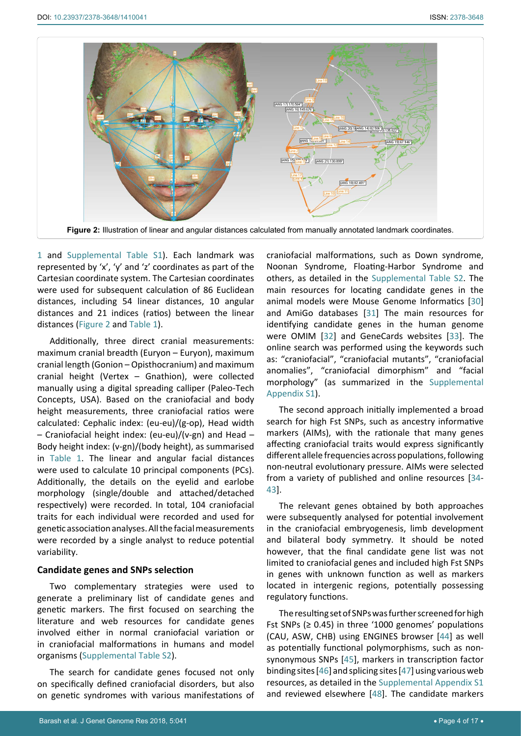Figure 2: Illustration of linear and angular distances calculated from manually annotated landmark coordinates.

1 and Supplemental Table S1). Each landmark was represented by 'x', 'y' and 'z' coordinates as part of the Cartesian coordinate system. The Cartesian coordinates were used for subsequent calculation of 86 Euclidean distances, including 54 linear distances, 10 angular distances and 21 indices (ratios) between the linear distances (Figure 2 and Table 1).

Additionally, three direct cranial measurements: maximum cranial breadth (Euryon – Euryon), maximum cranial length (Gonion – Opisthocranium) and maximum cranial height (Vertex – Gnathion), were collected manually using a digital spreading calliper (Paleo-Tech Concepts, USA). Based on the craniofacial and body height measurements, three craniofacial ratios were calculated: Cephalic index: (eu-eu)/(g-op), Head width – Craniofacial height index: (eu-eu)/(v-gn) and Head – Body height index: (v-gn)/(body height), as summarised in Table 1. The linear and angular facial distances were used to calculate 10 principal components (PCs). Additionally, the details on the eyelid and earlobe morphology (single/double and attached/detached respectively) were recorded. In total, 104 craniofacial traits for each individual were recorded and used for genetic association analyses. All the facial measurements were recorded by a single analyst to reduce potential variability.

### Candidate genes and SNPs selection

Two complementary strategies were used to generate a preliminary list of candidate genes and genetic markers. The first focused on searching the literature and web resources for candidate genes involved either in normal craniofacial variation or in craniofacial malformations in humans and model organisms (Supplemental Table S2).

The search for candidate genes focused not only on specifically defined craniofacial disorders, but also on genetic syndromes with various manifestations of craniofacial malformations, such as Down syndrome, Noonan Syndrome, Floating-Harbor Syndrome and others, as detailed in the Supplemental Table S2. The main resources for locating candidate genes in the animal models were Mouse Genome Informatics [30] and AmiGo databases [31] The main resources for identifying candidate genes in the human genome were OMIM [32] and GeneCards websites [33]. The online search was performed using the keywords such as: "craniofacial", "craniofacial mutants", "craniofacial anomalies", "craniofacial dimorphism" and "facial morphology" (as summarized in the Supplemental Appendix S1).

The second approach initially implemented a broad search for high Fst SNPs, such as ancestry informative markers (AIMs), with the rationale that many genes affecting craniofacial traits would express significantly different allele frequencies across populations, following non-neutral evolutionary pressure. AIMs were selected from a variety of published and online resources [34-43].

The relevant genes obtained by both approaches were subsequently analysed for potential involvement in the craniofacial embryogenesis, limb development and bilateral body symmetry. It should be noted however, that the final candidate gene list was not limited to craniofacial genes and included high Fst SNPs in genes with unknown function as well as markers located in intergenic regions, potentially possessing regulatory functions.

The resulting set of SNPs was further screened for high Fst SNPs (≥ 0.45) in three '1000 genomes' populations (CAU, ASW, CHB) using ENGINES browser [44] as well as potentially functional polymorphisms, such as non-synonymous SNPs [45], markers in transcription factor binding sites [46] and splicing sites [47] using various web resources, as detailed in the Supplemental Appendix S1 and reviewed elsewhere [48]. The candidate markers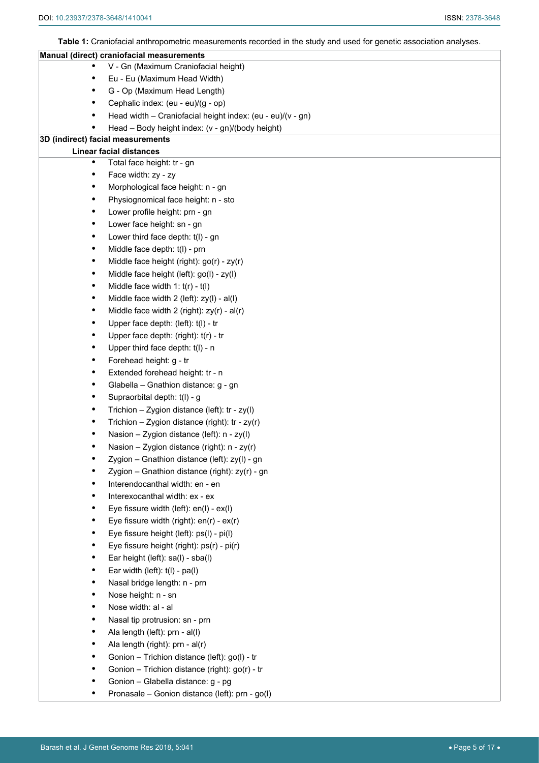**Table 1:** Craniofacial anthropometric measurements recorded in the study and used for genetic association analyses.

| |
|---|
| **Manual (direct) craniofacial measurements** |
| • V - Gn (Maximum Craniofacial height) |
| • Eu - Eu (Maximum Head Width) |
| • G - Op (Maximum Head Length) |
| • Cephalic index: (eu - eu)/(g - op) |
| • Head width – Craniofacial height index: (eu - eu)/(v - gn) |
| • Head – Body height index: (v - gn)/(body height) |
| **3D (indirect) facial measurements** |
| **Linear facial distances** |
| • Total face height: tr - gn |
| • Face width: zy - zy |
| • Morphological face height: n - gn |
| • Physiognomical face height: n - sto |
| • Lower profile height: prn - gn |
| • Lower face height: sn - gn |
| • Lower third face depth: t(l) - gn |
| • Middle face depth: t(l) - prn |
| • Middle face height (right): go(r) - zy(r) |
| • Middle face height (left): go(l) - zy(l) |
| • Middle face width 1: t(r) - t(l) |
| • Middle face width 2 (left): zy(l) - al(l) |
| • Middle face width 2 (right): zy(r) - al(r) |
| • Upper face depth: (left): t(l) - tr |
| • Upper face depth: (right): t(r) - tr |
| • Upper third face depth: t(l) - n |
| • Forehead height: g - tr |
| • Extended forehead height: tr - n |
| • Glabella – Gnathion distance: g - gn |
| • Supraorbital depth: t(l) - g |
| • Trichion – Zygion distance (left): tr - zy(l) |
| • Trichion – Zygion distance (right): tr - zy(r) |
| • Nasion – Zygion distance (left): n - zy(l) |
| • Nasion – Zygion distance (right): n - zy(r) |
| • Zygion – Gnathion distance (left): zy(l) - gn |
| • Zygion – Gnathion distance (right): zy(r) - gn |
| • Interendocanthal width: en - en |
| • Interexocanthal width: ex - ex |
| • Eye fissure width (left): en(l) - ex(l) |
| • Eye fissure width (right): en(r) - ex(r) |
| • Eye fissure height (left): ps(l) - pi(l) |
| • Eye fissure height (right): ps(r) - pi(r) |
| • Ear height (left): sa(l) - sba(l) |
| • Ear width (left): t(l) - pa(l) |
| • Nasal bridge length: n - prn |
| • Nose height: n - sn |
| • Nose width: al - al |
| • Nasal tip protrusion: sn - prn |
| • Ala length (left): prn - al(l) |
| • Ala length (right): prn - al(r) |
| • Gonion – Trichion distance (left): go(l) - tr |
| • Gonion – Trichion distance (right): go(r) - tr |
| • Gonion – Glabella distance: g - pg |
| • Pronasale – Gonion distance (left): prn - go(l) |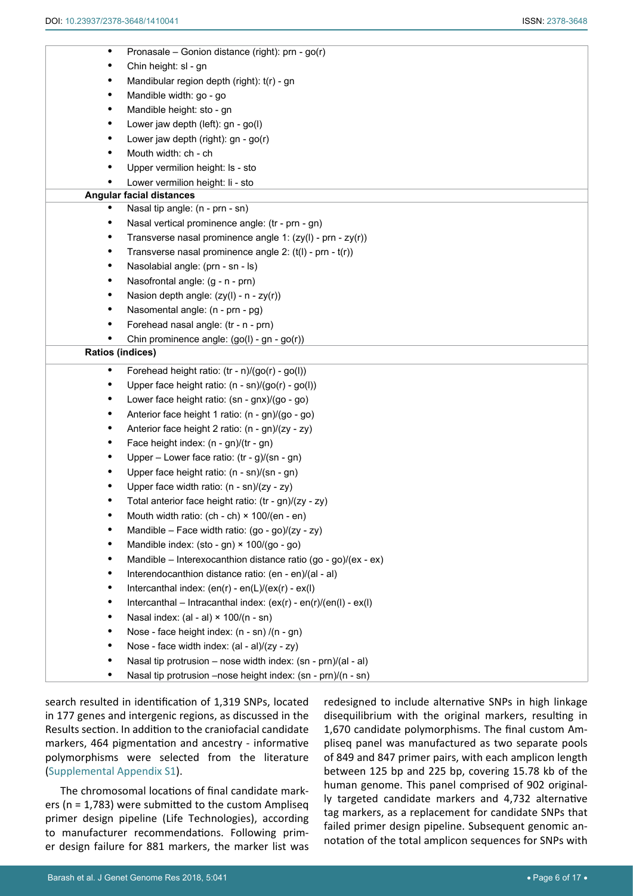| |
|---|
| • Pronasale – Gonion distance (right): prn - go(r) |
| • Chin height: sl - gn |
| • Mandibular region depth (right): t(r) - gn |
| • Mandible width: go - go |
| • Mandible height: sto - gn |
| • Lower jaw depth (left): gn - go(l) |
| • Lower jaw depth (right): gn - go(r) |
| • Mouth width: ch - ch |
| • Upper vermilion height: ls - sto |
| • Lower vermilion height: li - sto |
| **Angular facial distances** |
| • Nasal tip angle: (n - prn - sn) |
| • Nasal vertical prominence angle: (tr - prn - gn) |
| • Transverse nasal prominence angle 1: (zy(l) - prn - zy(r)) |
| • Transverse nasal prominence angle 2: (t(l) - prn - t(r)) |
| • Nasolabial angle: (prn - sn - ls) |
| • Nasofrontal angle: (g - n - prn) |
| • Nasion depth angle: (zy(l) - n - zy(r)) |
| • Nasomental angle: (n - prn - pg) |
| • Forehead nasal angle: (tr - n - prn) |
| • Chin prominence angle: (go(l) - gn - go(r)) |
| **Ratios (indices)** |
| • Forehead height ratio: (tr - n)/(go(r) - go(l)) |
| • Upper face height ratio: (n - sn)/(go(r) - go(l)) |
| • Lower face height ratio: (sn - gnx)/(go - go) |
| • Anterior face height 1 ratio: (n - gn)/(go - go) |
| • Anterior face height 2 ratio: (n - gn)/(zy - zy) |
| • Face height index: (n - gn)/(tr - gn) |
| • Upper – Lower face ratio: (tr - g)/(sn - gn) |
| • Upper face height ratio: (n - sn)/(sn - gn) |
| • Upper face width ratio: (n - sn)/(zy - zy) |
| • Total anterior face height ratio: (tr - gn)/(zy - zy) |
| • Mouth width ratio: (ch - ch) × 100/(en - en) |
| • Mandible – Face width ratio: (go - go)/(zy - zy) |
| • Mandible index: (sto - gn) × 100/(go - go) |
| • Mandible – Interexocanthion distance ratio (go - go)/(ex - ex) |
| • Interendocanthion distance ratio: (en - en)/(al - al) |
| • Intercanthal index: (en(r) - en(L)/(ex(r) - ex(l) |
| • Intercanthal – Intracanthal index: (ex(r) - en(r)/(en(l) - ex(l) |
| • Nasal index: (al - al) × 100/(n - sn) |
| • Nose - face height index: (n - sn) /(n - gn) |
| • Nose - face width index: (al - al)/(zy - zy) |
| • Nasal tip protrusion – nose width index: (sn - prn)/(al - al) |
| • Nasal tip protrusion –nose height index: (sn - prn)/(n - sn) |

search resulted in identification of 1,319 SNPs, located in 177 genes and intergenic regions, as discussed in the Results section. In addition to the craniofacial candidate markers, 464 pigmentation and ancestry - informative polymorphisms were selected from the literature (Supplemental Appendix S1).

The chromosomal locations of final candidate markers (n = 1,783) were submitted to the custom Ampliseq primer design pipeline (Life Technologies), according to manufacturer recommendations. Following primer design failure for 881 markers, the marker list was redesigned to include alternative SNPs in high linkage disequilibrium with the original markers, resulting in 1,670 candidate polymorphisms. The final custom Ampliseq panel was manufactured as two separate pools of 849 and 847 primer pairs, with each amplicon length between 125 bp and 225 bp, covering 15.78 kb of the human genome. This panel comprised of 902 originally targeted candidate markers and 4,732 alternative tag markers, as a replacement for candidate SNPs that failed primer design pipeline. Subsequent genomic annotation of the total amplicon sequences for SNPs with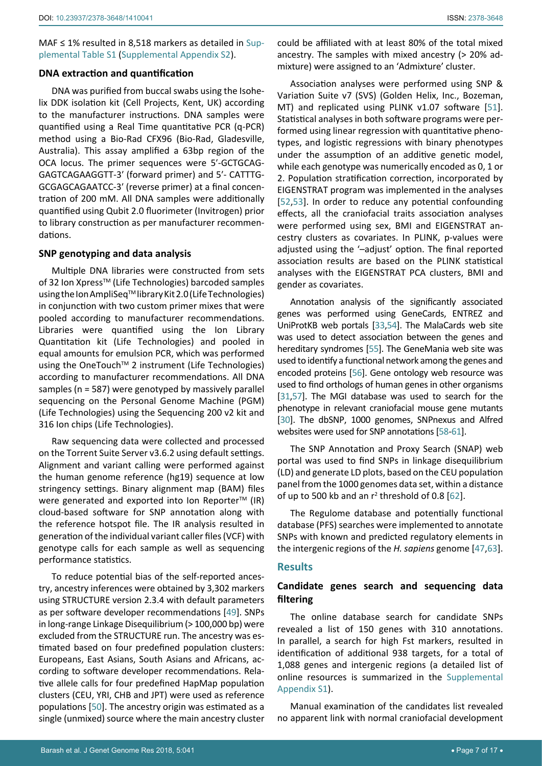MAF ≤ 1% resulted in 8,518 markers as detailed in Supplemental Table S1 (Supplemental Appendix S2).

### DNA extraction and quantification

DNA was purified from buccal swabs using the Isohelix DDK isolation kit (Cell Projects, Kent, UK) according to the manufacturer instructions. DNA samples were quantified using a Real Time quantitative PCR (q-PCR) method using a Bio-Rad CFX96 (Bio-Rad, Gladesville, Australia). This assay amplified a 63bp region of the OCA locus. The primer sequences were 5'-GCTGCAGGAGTCAGAAGGTT-3' (forward primer) and 5'- CATTTGGCGAGCAGCAGAATCC-3' (reverse primer) at a final concentration of 200 mM. All DNA samples were additionally quantified using Qubit 2.0 fluorimeter (Invitrogen) prior to library construction as per manufacturer recommendations.

### SNP genotyping and data analysis

Multiple DNA libraries were constructed from sets of 32 Ion Xpress™ (Life Technologies) barcoded samples using the Ion AmpliSeq™ library Kit 2.0 (Life Technologies) in conjunction with two custom primer mixes that were pooled according to manufacturer recommendations. Libraries were quantified using the Ion Library Quantitation kit (Life Technologies) and pooled in equal amounts for emulsion PCR, which was performed using the OneTouch™ 2 instrument (Life Technologies) according to manufacturer recommendations. All DNA samples (n = 587) were genotyped by massively parallel sequencing on the Personal Genome Machine (PGM) (Life Technologies) using the Sequencing 200 v2 kit and 316 Ion chips (Life Technologies).

Raw sequencing data were collected and processed on the Torrent Suite Server v3.6.2 using default settings. Alignment and variant calling were performed against the human genome reference (hg19) sequence at low stringency settings. Binary alignment map (BAM) files were generated and exported into Ion Reporter™ (IR) cloud-based software for SNP annotation along with the reference hotspot file. The IR analysis resulted in generation of the individual variant caller files (VCF) with genotype calls for each sample as well as sequencing performance statistics.

To reduce potential bias of the self-reported ancestry, ancestry inferences were obtained by 3,302 markers using STRUCTURE version 2.3.4 with default parameters as per software developer recommendations [49]. SNPs in long-range Linkage Disequilibrium (> 100,000 bp) were excluded from the STRUCTURE run. The ancestry was estimated based on four predefined population clusters: Europeans, East Asians, South Asians and Africans, according to software developer recommendations. Relative allele calls for four predefined HapMap population clusters (CEU, YRI, CHB and JPT) were used as reference populations [50]. The ancestry origin was estimated as a single (unmixed) source where the main ancestry cluster could be affiliated with at least 80% of the total mixed ancestry. The samples with mixed ancestry (> 20% admixture) were assigned to an 'Admixture' cluster.

Association analyses were performed using SNP & Variation Suite v7 (SVS) (Golden Helix, Inc., Bozeman, MT) and replicated using PLINK v1.07 software [51]. Statistical analyses in both software programs were performed using linear regression with quantitative phenotypes, and logistic regressions with binary phenotypes under the assumption of an additive genetic model, while each genotype was numerically encoded as 0, 1 or 2. Population stratification correction, incorporated by EIGENSTRAT program was implemented in the analyses [52,53]. In order to reduce any potential confounding effects, all the craniofacial traits association analyses were performed using sex, BMI and EIGENSTRAT ancestry clusters as covariates. In PLINK, p-values were adjusted using the '–adjust' option. The final reported association results are based on the PLINK statistical analyses with the EIGENSTRAT PCA clusters, BMI and gender as covariates.

Annotation analysis of the significantly associated genes was performed using GeneCards, ENTREZ and UniProtKB web portals [33,54]. The MalaCards web site was used to detect association between the genes and hereditary syndromes [55]. The GeneMania web site was used to identify a functional network among the genes and encoded proteins [56]. Gene ontology web resource was used to find orthologs of human genes in other organisms [31,57]. The MGI database was used to search for the phenotype in relevant craniofacial mouse gene mutants [30]. The dbSNP, 1000 genomes, SNPnexus and Alfred websites were used for SNP annotations [58-61].

The SNP Annotation and Proxy Search (SNAP) web portal was used to find SNPs in linkage disequilibrium (LD) and generate LD plots, based on the CEU population panel from the 1000 genomes data set, within a distance of up to 500 kb and an $r^2$ threshold of 0.8 [62].

The Regulome database and potentially functional database (PFS) searches were implemented to annotate SNPs with known and predicted regulatory elements in the intergenic regions of the *H. sapiens* genome [47,63].

## Results

### Candidate genes search and sequencing data filtering

The online database search for candidate SNPs revealed a list of 150 genes with 310 annotations. In parallel, a search for high Fst markers, resulted in identification of additional 938 targets, for a total of 1,088 genes and intergenic regions (a detailed list of online resources is summarized in the Supplemental Appendix S1).

Manual examination of the candidates list revealed no apparent link with normal craniofacial development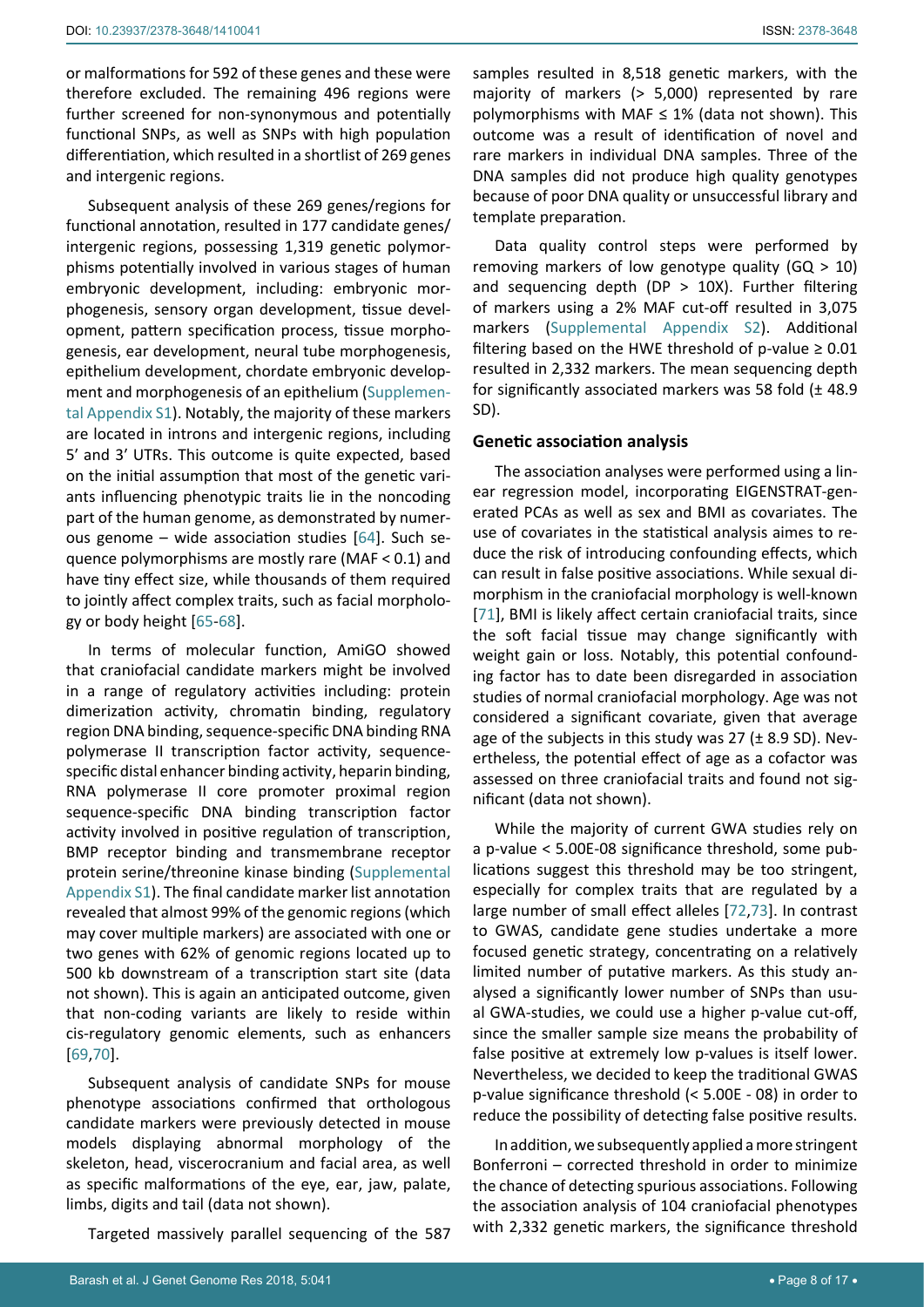or malformations for 592 of these genes and these were therefore excluded. The remaining 496 regions were further screened for non-synonymous and potentially functional SNPs, as well as SNPs with high population differentiation, which resulted in a shortlist of 269 genes and intergenic regions.

Subsequent analysis of these 269 genes/regions for functional annotation, resulted in 177 candidate genes/ intergenic regions, possessing 1,319 genetic polymorphisms potentially involved in various stages of human embryonic development, including: embryonic morphogenesis, sensory organ development, tissue development, pattern specification process, tissue morphogenesis, ear development, neural tube morphogenesis, epithelium development, chordate embryonic development and morphogenesis of an epithelium (Supplemental Appendix S1). Notably, the majority of these markers are located in introns and intergenic regions, including 5' and 3' UTRs. This outcome is quite expected, based on the initial assumption that most of the genetic variants influencing phenotypic traits lie in the noncoding part of the human genome, as demonstrated by numerous genome – wide association studies [64]. Such sequence polymorphisms are mostly rare (MAF < 0.1) and have tiny effect size, while thousands of them required to jointly affect complex traits, such as facial morphology or body height [65-68].

In terms of molecular function, AmiGO showed that craniofacial candidate markers might be involved in a range of regulatory activities including: protein dimerization activity, chromatin binding, regulatory region DNA binding, sequence-specific DNA binding RNA polymerase II transcription factor activity, sequence-specific distal enhancer binding activity, heparin binding, RNA polymerase II core promoter proximal region sequence-specific DNA binding transcription factor activity involved in positive regulation of transcription, BMP receptor binding and transmembrane receptor protein serine/threonine kinase binding (Supplemental Appendix S1). The final candidate marker list annotation revealed that almost 99% of the genomic regions (which may cover multiple markers) are associated with one or two genes with 62% of genomic regions located up to 500 kb downstream of a transcription start site (data not shown). This is again an anticipated outcome, given that non-coding variants are likely to reside within cis-regulatory genomic elements, such as enhancers [69,70].

Subsequent analysis of candidate SNPs for mouse phenotype associations confirmed that orthologous candidate markers were previously detected in mouse models displaying abnormal morphology of the skeleton, head, viscerocranium and facial area, as well as specific malformations of the eye, ear, jaw, palate, limbs, digits and tail (data not shown).

Targeted massively parallel sequencing of the 587 samples resulted in 8,518 genetic markers, with the majority of markers (> 5,000) represented by rare polymorphisms with MAF ≤ 1% (data not shown). This outcome was a result of identification of novel and rare markers in individual DNA samples. Three of the DNA samples did not produce high quality genotypes because of poor DNA quality or unsuccessful library and template preparation.

Data quality control steps were performed by removing markers of low genotype quality (GQ > 10) and sequencing depth (DP > 10X). Further filtering of markers using a 2% MAF cut-off resulted in 3,075 markers (Supplemental Appendix S2). Additional filtering based on the HWE threshold of p-value ≥ 0.01 resulted in 2,332 markers. The mean sequencing depth for significantly associated markers was 58 fold (± 48.9 SD).

## Genetic association analysis

The association analyses were performed using a linear regression model, incorporating EIGENSTRAT-generated PCAs as well as sex and BMI as covariates. The use of covariates in the statistical analysis aimes to reduce the risk of introducing confounding effects, which can result in false positive associations. While sexual dimorphism in the craniofacial morphology is well-known [71], BMI is likely affect certain craniofacial traits, since the soft facial tissue may change significantly with weight gain or loss. Notably, this potential confounding factor has to date been disregarded in association studies of normal craniofacial morphology. Age was not considered a significant covariate, given that average age of the subjects in this study was 27 (± 8.9 SD). Nevertheless, the potential effect of age as a cofactor was assessed on three craniofacial traits and found not significant (data not shown).

While the majority of current GWA studies rely on a p-value < 5.00E-08 significance threshold, some publications suggest this threshold may be too stringent, especially for complex traits that are regulated by a large number of small effect alleles [72,73]. In contrast to GWAS, candidate gene studies undertake a more focused genetic strategy, concentrating on a relatively limited number of putative markers. As this study analysed a significantly lower number of SNPs than usual GWA-studies, we could use a higher p-value cut-off, since the smaller sample size means the probability of false positive at extremely low p-values is itself lower. Nevertheless, we decided to keep the traditional GWAS p-value significance threshold (< 5.00E - 08) in order to reduce the possibility of detecting false positive results.

In addition, we subsequently applied a more stringent Bonferroni – corrected threshold in order to minimize the chance of detecting spurious associations. Following the association analysis of 104 craniofacial phenotypes with 2,332 genetic markers, the significance threshold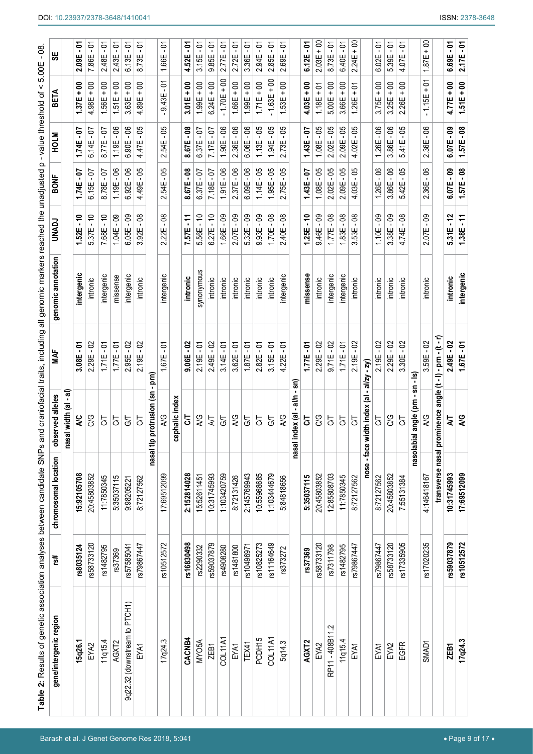**Table 2:** Results of genetic association analyses between candidate SNPs and craniofacial traits, including all genomic markers reached the unadjusted p - value threshold of < 5.00E - 08.

| gene/intergenic region | rs# | chromosomal location | observed alleles | MAF | genomic annotation | UNADJ | BONF | HOLM | BETA | SE |
|---|---|---|---|---|---|---|---|---|---|---|
| **nasal width (al - al)** | | | | | | | | | | |
| **15q26.1** | **rs8035124** | **15:92105708** | **A/C** | **3.08E - 01** | **intergenic** | **1.52E - 10** | **1.74E - 07** | **1.74E - 07** | **1.37E + 00** | **2.09E - 01** |
| EYA2 | rs58733120 | 20:45803852 | C/G | 2.29E - 02 | intronic | 5.37E - 10 | 6.15E - 07 | 6.14E - 07 | 4.98E + 00 | 7.86E - 01 |
| 11q15.4 | rs1482795 | 11:7850345 | C/T | 1.71E - 01 | intergenic | 7.68E - 10 | 8.78E - 07 | 8.77E - 07 | 1.56E + 00 | 2.48E - 01 |
| AGXT2 | rs37369 | 5:35037115 | C/T | 1.77E - 01 | missense | 1.04E - 09 | 1.19E - 06 | 1.19E - 06 | 1.51E + 00 | 2.43E - 01 |
| 9q22.32 (downstream to PTCH1) | rs57585041 | 9:98205221 | G/T | 2.95E - 02 | intergenic | 6.05E - 09 | 6.92E - 06 | 6.90E - 06 | 3.63E + 00 | 6.13E - 01 |
| EYA1 | rs79867447 | 8:72127562 | C/T | 2.19E - 02 | intronic | 3.92E - 08 | 4.49E - 05 | 4.47E - 05 | 4.88E + 00 | 8.73E - 01 |
| **nasal tip protrusion (sn - prn)** | | | | | | | | | | |
| 17q24.3 | rs10512572 | 17:69512099 | A/G | 1.67E - 01 | intergenic | 2.22E - 08 | 2.54E - 05 | 2.54E - 05 | - 9.43E - 01 | 1.66E - 01 |
| **cephalic index** | | | | | | | | | | |
| **CACNB4** | **rs16830498** | **2:152814028** | **C/T** | **9.06E - 02** | **intronic** | **7.57E - 11** | **8.67E - 08** | **8.67E - 08** | **3.01E + 00** | **4.52E - 01** |
| MYO5A | rs2290332 | 15:52611451 | A/G | 2.19E - 01 | synonymous | 5.56E - 10 | 6.37E - 07 | 6.37E - 07 | 1.99E + 00 | 3.15E - 01 |
| ZEB1 | rs59037879 | 10:31745993 | A/T | 2.49E - 02 | intronic | 6.27E - 10 | 7.18E - 07 | 7.17E - 07 | 6.24E + 00 | 9.85E - 01 |
| COL11A1 | rs4908280 | 1:103420759 | G/T | 3.14E - 01 | intronic | 1.66E - 09 | 1.91E - 06 | 1.90E - 06 | - 1.70E + 00 | 2.77E - 01 |
| EYA1 | rs1481800 | 8:72131426 | A/G | 3.62E - 01 | intronic | 2.07E - 09 | 2.37E - 06 | 2.36E - 06 | 1.66E + 00 | 2.72E - 01 |
| TEX41 | rs10496971 | 2:145769943 | G/T | 1.87E - 01 | intronic | 5.32E - 09 | 6.09E - 06 | 6.06E - 06 | 1.99E + 00 | 3.36E - 01 |
| PCDH15 | rs10825273 | 10:55968685 | C/T | 2.82E - 01 | intronic | 9.93E - 09 | 1.14E - 05 | 1.13E - 05 | 1.71E + 00 | 2.94E - 01 |
| COL11A1 | rs11164649 | 1:103444679 | G/T | 3.15E - 01 | intronic | 1.70E - 08 | 1.95E - 05 | 1.94E - 05 | - 1.63E + 00 | 2.85E - 01 |
| 5q14.3 | rs373272 | 5:84818656 | A/G | 4.22E - 01 | intergenic | 2.40E - 08 | 2.75E - 05 | 2.73E - 05 | 1.53E + 00 | 2.69E - 01 |
| **nasal index (al - al/n - sn)** | | | | | | | | | | |
| **AGXT2** | **rs37369** | **5:35037115** | **C/T** | **1.77E - 01** | **missense** | **1.25E - 10** | **1.43E - 07** | **1.43E - 07** | **4.03E + 00** | **6.12E - 01** |
| EYA2 | rs58733120 | 20:45803852 | C/G | 2.29E - 02 | intronic | 9.46E - 09 | 1.08E - 05 | 1.08E - 05 | 1.18E + 01 | 2.03E + 00 |
| RP11 - 408B11.2 | rs7311798 | 12:85808703 | C/T | 9.71E - 02 | intergenic | 1.77E - 08 | 2.02E - 05 | 2.02E - 05 | 5.00E + 00 | 8.73E - 01 |
| 11q15.4 | rs1482795 | 11:7850345 | C/T | 1.71E - 01 | intergenic | 1.83E - 08 | 2.09E - 05 | 2.09E - 05 | 3.66E + 00 | 6.40E - 01 |
| EYA1 | rs79867447 | 8:72127562 | C/T | 2.19E - 02 | intronic | 3.53E - 08 | 4.03E - 05 | 4.02E - 05 | 1.26E + 01 | 2.24E + 00 |
| **nose - face width index (al - al/zy - zy)** | | | | | | | | | | |
| EYA1 | rs79867447 | 8:72127562 | C/T | 2.19E - 02 | intronic | 1.10E - 09 | 1.26E - 06 | 1.26E - 06 | 3.75E + 00 | 6.02E - 01 |
| EYA2 | rs58733120 | 20:45803852 | C/G | 2.29E - 02 | intronic | 3.38E - 09 | 3.86E - 06 | 3.86E - 06 | 3.25E + 00 | 5.39E - 01 |
| EGFR | rs17335905 | 7:55131384 | C/T | 3.30E - 02 | intronic | 4.74E - 08 | 5.42E - 05 | 5.41E - 05 | 2.26E + 00 | 4.07E - 01 |
| **nasolabial angle (prn - sn - ls)** | | | | | | | | | | |
| SMAD1 | rs17020235 | 4:146418167 | A/G | 3.59E - 02 | intronic | 2.07E - 09 | 2.36E - 06 | 2.36E - 06 | - 1.15E + 01 | 1.87E + 00 |
| **transverse nasal prominence angle (t - l) - prn - (t - r)** | | | | | | | | | | |
| **ZEB1** | **rs59037879** | **10:31745993** | **A/T** | **2.49E - 02** | **intronic** | **5.31E - 12** | **6.07E - 09** | **6.07E - 09** | **4.77E + 00** | **6.69E - 01** |
| **17q24.3** | **rs10512572** | **17:69512099** | **A/G** | **1.67E - 01** | **intergenic** | **1.38E - 11** | **1.57E - 08** | **1.57E - 08** | **1.51E + 00** | **2.17E - 01** |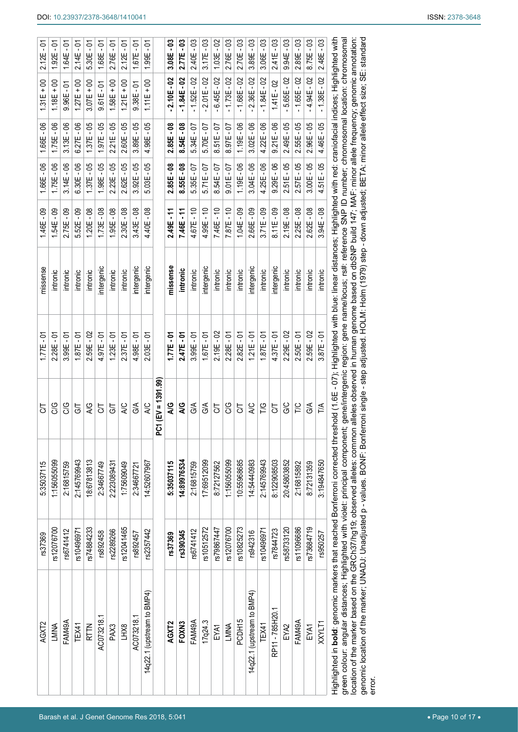| | | | | | | | | | | | |
|---|---|---|---|---|---|---|---|---|---|---|---|
| AGXT2 | rs37369 | 5:35037115 | C/T | 1.77E - 01 | missense | 1.46E - 09 | 1.66E - 06 | 1.66E - 06 | 1.31E + 00 | 2.12E - 01 |
| LMNA | rs12076700 | 1:156055099 | C/G | 2.28E - 01 | intronic | 1.59E - 09 | 1.75E - 06 | 1.75E - 06 | 1.18E + 00 | 1.92E - 01 |
| FAM49A | rs6741412 | 2:16815759 | C/G | 3.99E - 01 | intronic | 2.75E - 09 | 3.14E - 06 | 3.13E - 06 | 9.96E - 01 | 1.64E - 01 |
| TEX41 | rs10496971 | 2:145769943 | G/T | 1.87E - 01 | intronic | 5.52E - 09 | 6.30E - 06 | 6.27E - 06 | 1.27E + 00 | 2.14E - 01 |
| RTTN | rs74884233 | 18:67813813 | A/G | 2.59E - 02 | intronic | 1.20E - 08 | 1.37E - 05 | 1.37E - 05 | 3.07E + 00 | 5.30E - 01 |
| AC073218.1 | rs892458 | 2:34667749 | C/T | 4.97E - 01 | intergenic | 1.73E - 08 | 1.98E - 05 | 1.97E - 05 | 9.61E - 01 | 1.68E - 01 |
| PAX3 | rs2289266 | 2:223089431 | G/T | 1.23E - 01 | intronic | 1.95E - 08 | 2.23E - 05 | 2.21E - 05 | 1.58E + 00 | 2.76E - 01 |
| LHX8 | rs12041465 | 1:75609049 | A/C | 2.37E - 01 | intronic | 2.30E - 08 | 2.62E - 05 | 2.60E - 05 | 1.21E + 00 | 2.12E - 01 |
| AC073218.1 | rs892457 | 2:34667721 | G/A | 4.98E - 01 | intergenic | 3.43E - 08 | 3.92E - 05 | 3.89E - 05 | 9.38E - 01 | 1.67E - 01 |
| 14q22.1 (upstream to BMP4) | rs2357442 | 14:52607967 | A/C | 2.03E - 01 | intergenic | 4.40E - 08 | 5.03E - 05 | 4.98E - 05 | 1.11E + 00 | 1.99E - 01 |
| | | | **PC1 (EV = 1391.99)** | | | | | | | |
| **AGXT2** | **rs37369** | **5:35037115** | **A/G** | **1.77E - 01** | **missense** | **2.49E - 11** | **2.85E - 08** | **2.85E - 08** | **- 2.10E - 02** | **3.08E - 03** |
| **FOXN3** | **rs390345** | **14:89976534** | **A/G** | **2.47E - 01** | **intronic** | **7.46E - 11** | **8.55E - 08** | **8.54E - 08** | **- 1.84E - 02** | **2.77E - 03** |
| FAM49A | rs6741412 | 2:16815759 | G/A | 3.99E - 01 | intronic | 4.67E - 10 | 5.35E - 07 | 5.34E - 07 | - 1.52E - 02 | 2.40E - 03 |
| 17q24.3 | rs10512572 | 17:69512099 | G/A | 1.67E - 01 | intergenic | 4.99E - 10 | 5.71E - 07 | 5.70E - 07 | - 2.01E - 02 | 3.17E - 03 |
| EYA1 | rs79867447 | 8:72127562 | C/T | 2.19E - 02 | intronic | 7.46E - 10 | 8.54E - 07 | 8.51E - 07 | - 6.45E - 02 | 1.03E - 02 |
| LMNA | rs12076700 | 1:156055099 | C/G | 2.28E - 01 | intronic | 7.87E - 10 | 9.01E - 07 | 8.97E - 07 | - 1.73E - 02 | 2.76E - 03 |
| PCDH15 | rs10825273 | 10:55968685 | C/T | 2.82E - 01 | intronic | 1.04E - 09 | 1.19E - 06 | 1.19E - 06 | - 1.68E - 02 | 2.70E - 03 |
| 14q22.1 (upstream to BMP4) | rs942316 | 14:54440983 | A/C | 1.21E - 01 | intergenic | 2.66E - 09 | 3.04E - 06 | 3.02E - 06 | - 2.36E - 02 | 3.89E - 03 |
| TEX41 | rs10496971 | 2:145769943 | T/G | 1.87E - 01 | intronic | 3.71E - 09 | 4.25E - 06 | 4.22E - 06 | - 1.84E - 02 | 3.06E - 03 |
| RP11 - 785H20.1 | rs7844723 | 8:122908503 | C/T | 4.37E - 01 | intergenic | 8.11E - 09 | 9.29E - 06 | 9.21E - 06 | 1.41E - 02 | 2.41E - 03 |
| EYA2 | rs58733120 | 20:45803852 | G/C | 2.29E - 02 | intronic | 2.19E - 08 | 2.51E - 05 | 2.49E - 05 | - 5.65E - 02 | 9.94E - 03 |
| FAM49A | rs11096686 | 2:16815892 | T/C | 2.50E - 01 | intronic | 2.25E - 08 | 2.57E - 05 | 2.55E - 05 | - 1.65E - 02 | 2.89E - 03 |
| EYA1 | rs73684719 | 8:72131359 | G/A | 2.59E - 02 | intronic | 2.62E - 08 | 3.00E - 05 | 2.96E - 05 | - 4.94E - 02 | 8.75E - 03 |
| XXYLT1 | rs950257 | 3:194847650 | T/A | 3.87E - 01 | intronic | 3.94E - 08 | 4.51E - 05 | 4.46E - 05 | - 1.38E - 02 | 2.48E - 03 |

Highlighted in **bold**: genomic markers that reached Bonferroni corrected threshold (1.6E - 07); Highlighted with blue: linear distances; Highlighted with red: craniofacial indices; Highlighted with green colour: angular distances; Highlighted with violet: principal component; gene/intergenic region: gene name/locus; rs#: reference SNP ID number; chromosomal location: chromosomal location of the marker based on the GRCh37/hg19; observed alleles: common alleles observed in human genome based on dbSNP build 147; MAF: minor allele frequency; genomic annotation: genomic location of the marker; UNADJ: Unadjusted p - values. BONF: Bonferroni single - step adjusted. HOLM: Holm (1979) step - down adjusted; BETA: minor allele effect size; SE: standard error.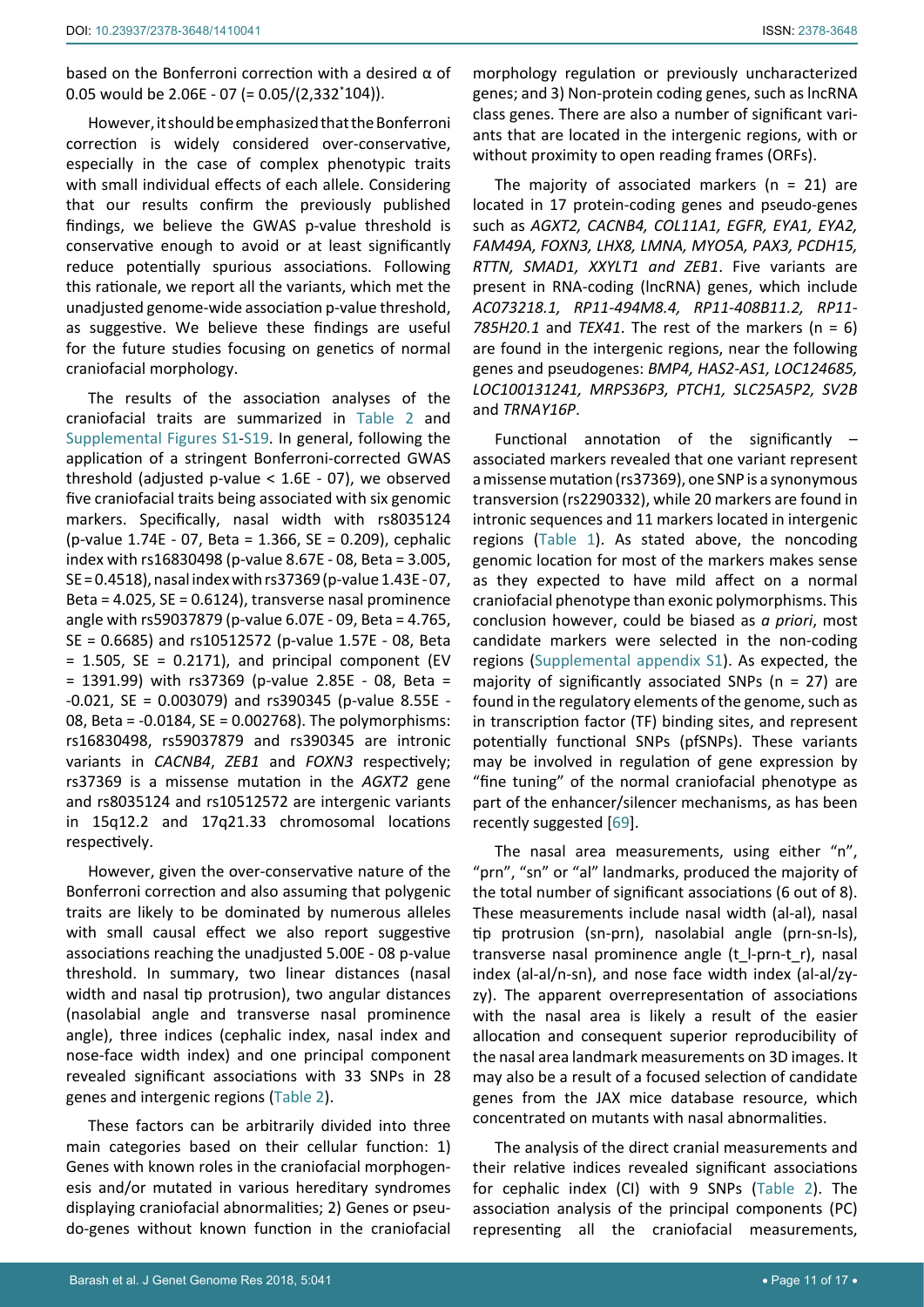based on the Bonferroni correction with a desired α of 0.05 would be 2.06E - 07 (= 0.05/(2,332*104)).

However, it should be emphasized that the Bonferroni correction is widely considered over-conservative, especially in the case of complex phenotypic traits with small individual effects of each allele. Considering that our results confirm the previously published findings, we believe the GWAS p-value threshold is conservative enough to avoid or at least significantly reduce potentially spurious associations. Following this rationale, we report all the variants, which met the unadjusted genome-wide association p-value threshold, as suggestive. We believe these findings are useful for the future studies focusing on genetics of normal craniofacial morphology.

The results of the association analyses of the craniofacial traits are summarized in Table 2 and Supplemental Figures S1-S19. In general, following the application of a stringent Bonferroni-corrected GWAS threshold (adjusted p-value < 1.6E - 07), we observed five craniofacial traits being associated with six genomic markers. Specifically, nasal width with rs8035124 (p-value 1.74E - 07, Beta = 1.366, SE = 0.209), cephalic index with rs16830498 (p-value 8.67E - 08, Beta = 3.005, SE = 0.4518), nasal index with rs37369 (p-value 1.43E - 07, Beta = 4.025, SE = 0.6124), transverse nasal prominence angle with rs59037879 (p-value 6.07E - 09, Beta = 4.765, SE = 0.6685) and rs10512572 (p-value 1.57E - 08, Beta = 1.505, SE = 0.2171), and principal component (EV = 1391.99) with rs37369 (p-value 2.85E - 08, Beta = -0.021, SE = 0.003079) and rs390345 (p-value 8.55E - 08, Beta = -0.0184, SE = 0.002768). The polymorphisms: rs16830498, rs59037879 and rs390345 are intronic variants in *CACNB4*, *ZEB1* and *FOXN3* respectively; rs37369 is a missense mutation in the *AGXT2* gene and rs8035124 and rs10512572 are intergenic variants in 15q12.2 and 17q21.33 chromosomal locations respectively.

However, given the over-conservative nature of the Bonferroni correction and also assuming that polygenic traits are likely to be dominated by numerous alleles with small causal effect we also report suggestive associations reaching the unadjusted 5.00E - 08 p-value threshold. In summary, two linear distances (nasal width and nasal tip protrusion), two angular distances (nasolabial angle and transverse nasal prominence angle), three indices (cephalic index, nasal index and nose-face width index) and one principal component revealed significant associations with 33 SNPs in 28 genes and intergenic regions (Table 2).

These factors can be arbitrarily divided into three main categories based on their cellular function: 1) Genes with known roles in the craniofacial morphogenesis and/or mutated in various hereditary syndromes displaying craniofacial abnormalities; 2) Genes or pseudo-genes without known function in the craniofacial morphology regulation or previously uncharacterized genes; and 3) Non-protein coding genes, such as lncRNA class genes. There are also a number of significant variants that are located in the intergenic regions, with or without proximity to open reading frames (ORFs).

The majority of associated markers (n = 21) are located in 17 protein-coding genes and pseudo-genes such as *AGXT2, CACNB4, COL11A1, EGFR, EYA1, EYA2, FAM49A, FOXN3, LHX8, LMNA, MYO5A, PAX3, PCDH15, RTTN, SMAD1, XXYLT1 and ZEB1*. Five variants are present in RNA-coding (lncRNA) genes, which include *AC073218.1, RP11-494M8.4, RP11-408B11.2, RP11-785H20.1* and *TEX41*. The rest of the markers (n = 6) are found in the intergenic regions, near the following genes and pseudogenes: *BMP4, HAS2-AS1, LOC124685, LOC100131241, MRPS36P3, PTCH1, SLC25A5P2, SV2B* and *TRNAY16P*.

Functional annotation of the significantly – associated markers revealed that one variant represent a missense mutation (rs37369), one SNP is a synonymous transversion (rs2290332), while 20 markers are found in intronic sequences and 11 markers located in intergenic regions (Table 1). As stated above, the noncoding genomic location for most of the markers makes sense as they expected to have mild affect on a normal craniofacial phenotype than exonic polymorphisms. This conclusion however, could be biased as *a priori*, most candidate markers were selected in the non-coding regions (Supplemental appendix S1). As expected, the majority of significantly associated SNPs (n = 27) are found in the regulatory elements of the genome, such as in transcription factor (TF) binding sites, and represent potentially functional SNPs (pfSNPs). These variants may be involved in regulation of gene expression by "fine tuning" of the normal craniofacial phenotype as part of the enhancer/silencer mechanisms, as has been recently suggested [69].

The nasal area measurements, using either "n", "prn", "sn" or "al" landmarks, produced the majority of the total number of significant associations (6 out of 8). These measurements include nasal width (al-al), nasal tip protrusion (sn-prn), nasolabial angle (prn-sn-ls), transverse nasal prominence angle (t_l-prn-t_r), nasal index (al-al/n-sn), and nose face width index (al-al/zy-zy). The apparent overrepresentation of associations with the nasal area is likely a result of the easier allocation and consequent superior reproducibility of the nasal area landmark measurements on 3D images. It may also be a result of a focused selection of candidate genes from the JAX mice database resource, which concentrated on mutants with nasal abnormalities.

The analysis of the direct cranial measurements and their relative indices revealed significant associations for cephalic index (CI) with 9 SNPs (Table 2). The association analysis of the principal components (PC) representing all the craniofacial measurements,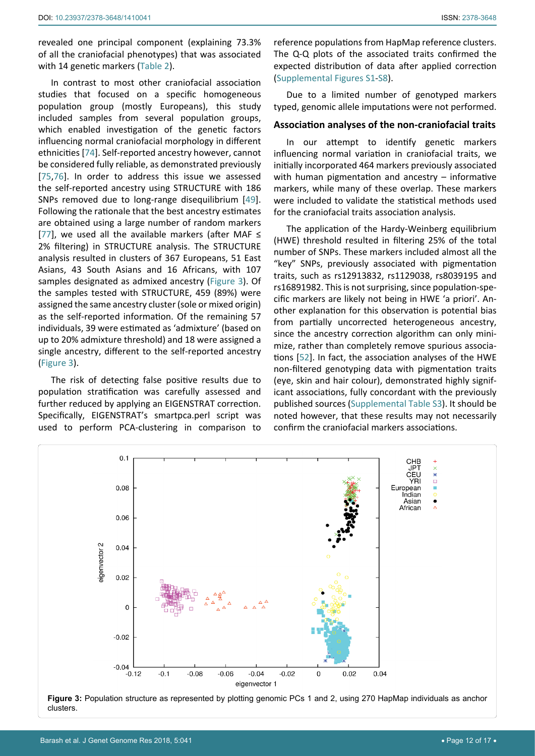revealed one principal component (explaining 73.3% of all the craniofacial phenotypes) that was associated with 14 genetic markers (Table 2).

In contrast to most other craniofacial association studies that focused on a specific homogeneous population group (mostly Europeans), this study included samples from several population groups, which enabled investigation of the genetic factors influencing normal craniofacial morphology in different ethnicities [74]. Self-reported ancestry however, cannot be considered fully reliable, as demonstrated previously [75,76]. In order to address this issue we assessed the self-reported ancestry using STRUCTURE with 186 SNPs removed due to long-range disequilibrium [49]. Following the rationale that the best ancestry estimates are obtained using a large number of random markers [77], we used all the available markers (after MAF ≤ 2% filtering) in STRUCTURE analysis. The STRUCTURE analysis resulted in clusters of 367 Europeans, 51 East Asians, 43 South Asians and 16 Africans, with 107 samples designated as admixed ancestry (Figure 3). Of the samples tested with STRUCTURE, 459 (89%) were assigned the same ancestry cluster (sole or mixed origin) as the self-reported information. Of the remaining 57 individuals, 39 were estimated as 'admixture' (based on up to 20% admixture threshold) and 18 were assigned a single ancestry, different to the self-reported ancestry (Figure 3).

The risk of detecting false positive results due to population stratification was carefully assessed and further reduced by applying an EIGENSTRAT correction. Specifically, EIGENSTRAT's smartpca.perl script was used to perform PCA-clustering in comparison to reference populations from HapMap reference clusters. The Q-Q plots of the associated traits confirmed the expected distribution of data after applied correction (Supplemental Figures S1-S8).

Due to a limited number of genotyped markers typed, genomic allele imputations were not performed.

## Association analyses of the non-craniofacial traits

In our attempt to identify genetic markers influencing normal variation in craniofacial traits, we initially incorporated 464 markers previously associated with human pigmentation and ancestry – informative markers, while many of these overlap. These markers were included to validate the statistical methods used for the craniofacial traits association analysis.

The application of the Hardy-Weinberg equilibrium (HWE) threshold resulted in filtering 25% of the total number of SNPs. These markers included almost all the "key" SNPs, previously associated with pigmentation traits, such as rs12913832, rs1129038, rs8039195 and rs16891982. This is not surprising, since population-specific markers are likely not being in HWE 'a priori'. Another explanation for this observation is potential bias from partially uncorrected heterogeneous ancestry, since the ancestry correction algorithm can only minimize, rather than completely remove spurious associations [52]. In fact, the association analyses of the HWE non-filtered genotyping data with pigmentation traits (eye, skin and hair colour), demonstrated highly significant associations, fully concordant with the previously published sources (Supplemental Table S3). It should be noted however, that these results may not necessarily confirm the craniofacial markers associations.

**Figure 3:** Population structure as represented by plotting genomic PCs 1 and 2, using 270 HapMap individuals as anchor clusters.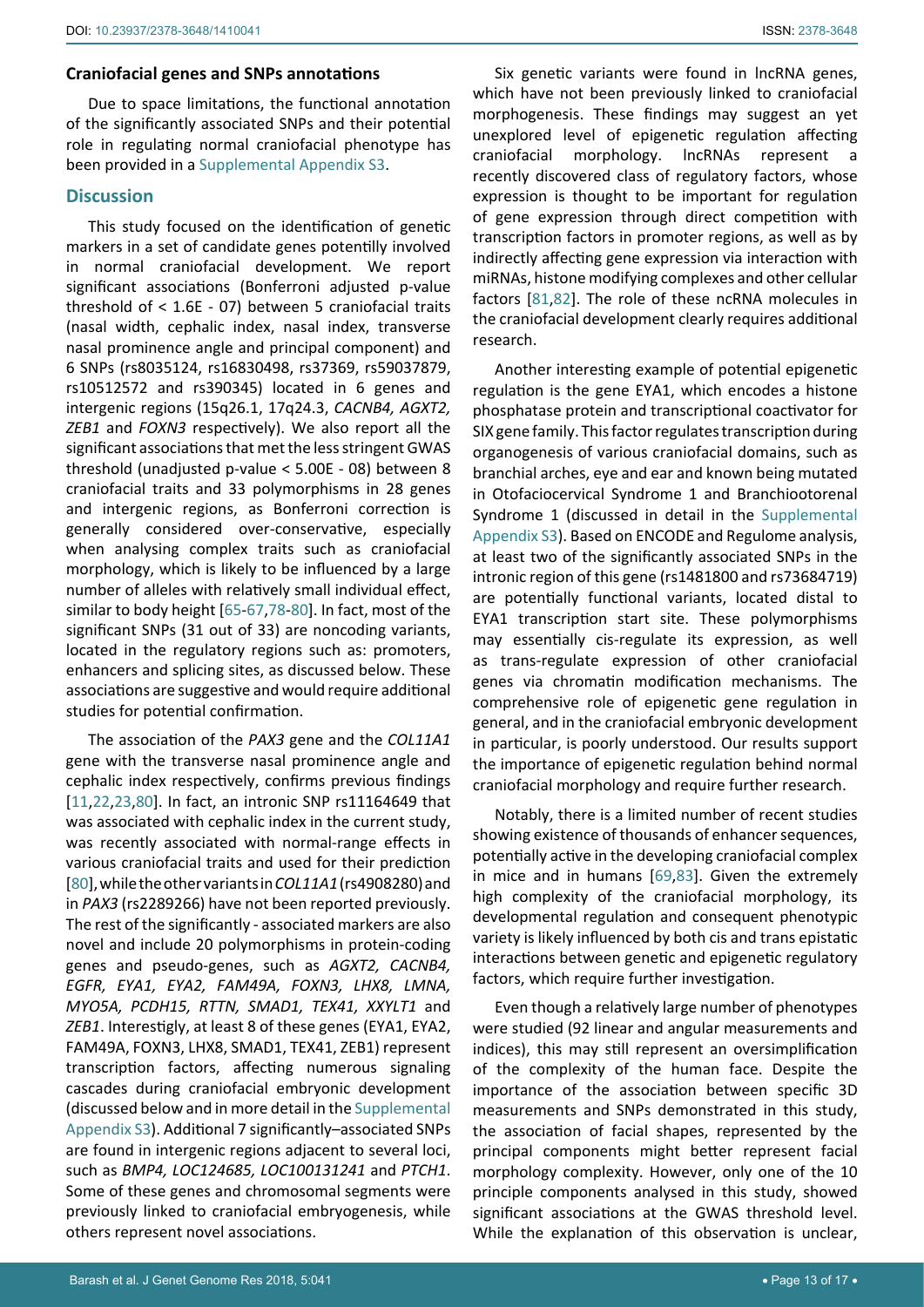### Craniofacial genes and SNPs annotations

Due to space limitations, the functional annotation of the significantly associated SNPs and their potential role in regulating normal craniofacial phenotype has been provided in a Supplemental Appendix S3.

## Discussion

This study focused on the identification of genetic markers in a set of candidate genes potentilly involved in normal craniofacial development. We report significant associations (Bonferroni adjusted p-value threshold of < 1.6E - 07) between 5 craniofacial traits (nasal width, cephalic index, nasal index, transverse nasal prominence angle and principal component) and 6 SNPs (rs8035124, rs16830498, rs37369, rs59037879, rs10512572 and rs390345) located in 6 genes and intergenic regions (15q26.1, 17q24.3, *CACNB4, AGXT2, ZEB1* and *FOXN3* respectively). We also report all the significant associations that met the less stringent GWAS threshold (unadjusted p-value < 5.00E - 08) between 8 craniofacial traits and 33 polymorphisms in 28 genes and intergenic regions, as Bonferroni correction is generally considered over-conservative, especially when analysing complex traits such as craniofacial morphology, which is likely to be influenced by a large number of alleles with relatively small individual effect, similar to body height [65-67,78-80]. In fact, most of the significant SNPs (31 out of 33) are noncoding variants, located in the regulatory regions such as: promoters, enhancers and splicing sites, as discussed below. These associations are suggestive and would require additional studies for potential confirmation.

The association of the *PAX3* gene and the *COL11A1* gene with the transverse nasal prominence angle and cephalic index respectively, confirms previous findings [11,22,23,80]. In fact, an intronic SNP rs11164649 that was associated with cephalic index in the current study, was recently associated with normal-range effects in various craniofacial traits and used for their prediction [80], while the other variants in *COL11A1* (rs4908280) and in *PAX3* (rs2289266) have not been reported previously. The rest of the significantly - associated markers are also novel and include 20 polymorphisms in protein-coding genes and pseudo-genes, such as *AGXT2, CACNB4, EGFR, EYA1, EYA2, FAM49A, FOXN3, LHX8, LMNA, MYO5A, PCDH15, RTTN, SMAD1, TEX41, XXYLT1* and *ZEB1*. Interestigly, at least 8 of these genes (EYA1, EYA2, FAM49A, FOXN3, LHX8, SMAD1, TEX41, ZEB1) represent transcription factors, affecting numerous signaling cascades during craniofacial embryonic development (discussed below and in more detail in the Supplemental Appendix S3). Additional 7 significantly–associated SNPs are found in intergenic regions adjacent to several loci, such as *BMP4, LOC124685, LOC100131241* and *PTCH1*. Some of these genes and chromosomal segments were previously linked to craniofacial embryogenesis, while others represent novel associations.

Six genetic variants were found in lncRNA genes, which have not been previously linked to craniofacial morphogenesis. These findings may suggest an yet unexplored level of epigenetic regulation affecting craniofacial morphology. lncRNAs represent a recently discovered class of regulatory factors, whose expression is thought to be important for regulation of gene expression through direct competition with transcription factors in promoter regions, as well as by indirectly affecting gene expression via interaction with miRNAs, histone modifying complexes and other cellular factors [81,82]. The role of these ncRNA molecules in the craniofacial development clearly requires additional research.

Another interesting example of potential epigenetic regulation is the gene EYA1, which encodes a histone phosphatase protein and transcriptional coactivator for SIX gene family. This factor regulates transcription during organogenesis of various craniofacial domains, such as branchial arches, eye and ear and known being mutated in Otofaciocervical Syndrome 1 and Branchiootorenal Syndrome 1 (discussed in detail in the Supplemental Appendix S3). Based on ENCODE and Regulome analysis, at least two of the significantly associated SNPs in the intronic region of this gene (rs1481800 and rs73684719) are potentially functional variants, located distal to EYA1 transcription start site. These polymorphisms may essentially cis-regulate its expression, as well as trans-regulate expression of other craniofacial genes via chromatin modification mechanisms. The comprehensive role of epigenetic gene regulation in general, and in the craniofacial embryonic development in particular, is poorly understood. Our results support the importance of epigenetic regulation behind normal craniofacial morphology and require further research.

Notably, there is a limited number of recent studies showing existence of thousands of enhancer sequences, potentially active in the developing craniofacial complex in mice and in humans [69,83]. Given the extremely high complexity of the craniofacial morphology, its developmental regulation and consequent phenotypic variety is likely influenced by both cis and trans epistatic interactions between genetic and epigenetic regulatory factors, which require further investigation.

Even though a relatively large number of phenotypes were studied (92 linear and angular measurements and indices), this may still represent an oversimplification of the complexity of the human face. Despite the importance of the association between specific 3D measurements and SNPs demonstrated in this study, the association of facial shapes, represented by the principal components might better represent facial morphology complexity. However, only one of the 10 principle components analysed in this study, showed significant associations at the GWAS threshold level. While the explanation of this observation is unclear,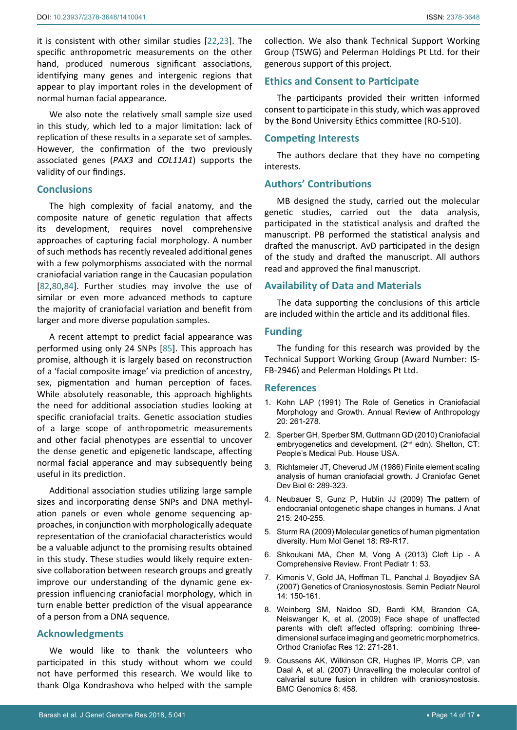it is consistent with other similar studies [22,23]. The specific anthropometric measurements on the other hand, produced numerous significant associations, identifying many genes and intergenic regions that appear to play important roles in the development of normal human facial appearance.

We also note the relatively small sample size used in this study, which led to a major limitation: lack of replication of these results in a separate set of samples. However, the confirmation of the two previously associated genes (*PAX3* and *COL11A1*) supports the validity of our findings.

## Conclusions

The high complexity of facial anatomy, and the composite nature of genetic regulation that affects its development, requires novel comprehensive approaches of capturing facial morphology. A number of such methods has recently revealed additional genes with a few polymorphisms associated with the normal craniofacial variation range in the Caucasian population [82,80,84]. Further studies may involve the use of similar or even more advanced methods to capture the majority of craniofacial variation and benefit from larger and more diverse population samples.

A recent attempt to predict facial appearance was performed using only 24 SNPs [85]. This approach has promise, although it is largely based on reconstruction of a 'facial composite image' via prediction of ancestry, sex, pigmentation and human perception of faces. While absolutely reasonable, this approach highlights the need for additional association studies looking at specific craniofacial traits. Genetic association studies of a large scope of anthropometric measurements and other facial phenotypes are essential to uncover the dense genetic and epigenetic landscape, affecting normal facial apperance and may subsequently being useful in its prediction.

Additional association studies utilizing large sample sizes and incorporating dense SNPs and DNA methylation panels or even whole genome sequencing approaches, in conjunction with morphologically adequate representation of the craniofacial characteristics would be a valuable adjunct to the promising results obtained in this study. These studies would likely require extensive collaboration between research groups and greatly improve our understanding of the dynamic gene expression influencing craniofacial morphology, which in turn enable better prediction of the visual appearance of a person from a DNA sequence.

## Acknowledgments

We would like to thank the volunteers who participated in this study without whom we could not have performed this research. We would like to thank Olga Kondrashova who helped with the sample collection. We also thank Technical Support Working Group (TSWG) and Pelerman Holdings Pt Ltd. for their generous support of this project.

## Ethics and Consent to Participate

The participants provided their written informed consent to participate in this study, which was approved by the Bond University Ethics committee (RO-510).

## Competing Interests

The authors declare that they have no competing interests.

## Authors' Contributions

MB designed the study, carried out the molecular genetic studies, carried out the data analysis, participated in the statistical analysis and drafted the manuscript. PB performed the statistical analysis and drafted the manuscript. AvD participated in the design of the study and drafted the manuscript. All authors read and approved the final manuscript.

## Availability of Data and Materials

The data supporting the conclusions of this article are included within the article and its additional files.

## Funding

The funding for this research was provided by the Technical Support Working Group (Award Number: IS-FB-2946) and Pelerman Holdings Pt Ltd.

## References

1. Kohn LAP (1991) The Role of Genetics in Craniofacial Morphology and Growth. Annual Review of Anthropology 20: 261-278.
2. Sperber GH, Sperber SM, Guttmann GD (2010) Craniofacial embryogenetics and development. (2nd edn). Shelton, CT: People's Medical Pub. House USA.
3. Richtsmeier JT, Cheverud JM (1986) Finite element scaling analysis of human craniofacial growth. J Craniofac Genet Dev Biol 6: 289-323.
4. Neubauer S, Gunz P, Hublin JJ (2009) The pattern of endocranial ontogenetic shape changes in humans. J Anat 215: 240-255.
5. Sturm RA (2009) Molecular genetics of human pigmentation diversity. Hum Mol Genet 18: R9-R17.
6. Shkoukani MA, Chen M, Vong A (2013) Cleft Lip - A Comprehensive Review. Front Pediatr 1: 53.
7. Kimonis V, Gold JA, Hoffman TL, Panchal J, Boyadjiev SA (2007) Genetics of Craniosynostosis. Semin Pediatr Neurol 14: 150-161.
8. Weinberg SM, Naidoo SD, Bardi KM, Brandon CA, Neiswanger K, et al. (2009) Face shape of unaffected parents with cleft affected offspring: combining three-dimensional surface imaging and geometric morphometrics. Orthod Craniofac Res 12: 271-281.
9. Coussens AK, Wilkinson CR, Hughes IP, Morris CP, van Daal A, et al. (2007) Unravelling the molecular control of calvarial suture fusion in children with craniosynostosis. BMC Genomics 8: 458.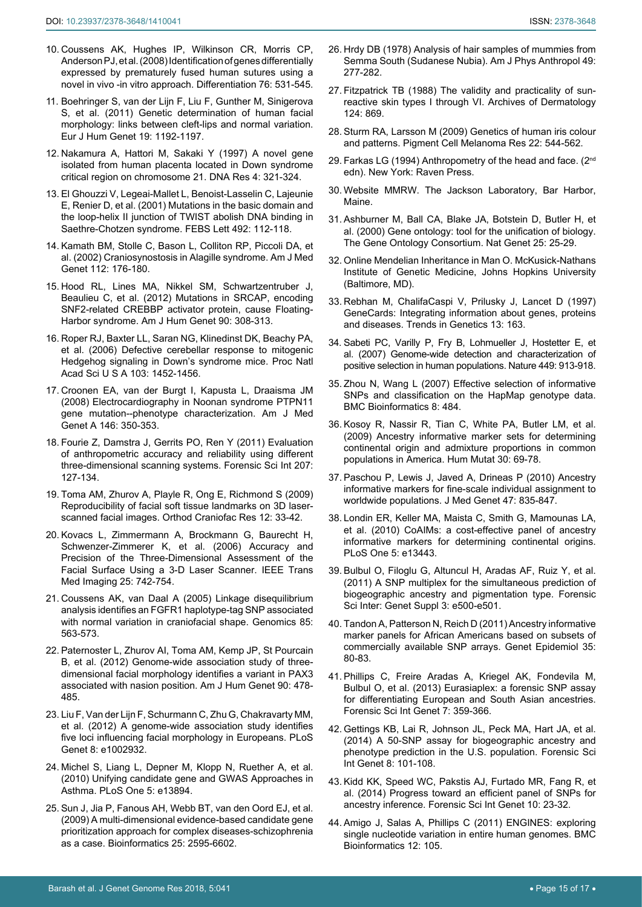10. Coussens AK, Hughes IP, Wilkinson CR, Morris CP, Anderson PJ, et al. (2008) Identification of genes differentially expressed by prematurely fused human sutures using a novel in vivo -in vitro approach. Differentiation 76: 531-545.

11. Boehringer S, van der Lijn F, Liu F, Gunther M, Sinigerova S, et al. (2011) Genetic determination of human facial morphology: links between cleft-lips and normal variation. Eur J Hum Genet 19: 1192-1197.

12. Nakamura A, Hattori M, Sakaki Y (1997) A novel gene isolated from human placenta located in Down syndrome critical region on chromosome 21. DNA Res 4: 321-324.

13. El Ghouzzi V, Legeai-Mallet L, Benoist-Lasselin C, Lajeunie E, Renier D, et al. (2001) Mutations in the basic domain and the loop-helix II junction of TWIST abolish DNA binding in Saethre-Chotzen syndrome. FEBS Lett 492: 112-118.

14. Kamath BM, Stolle C, Bason L, Colliton RP, Piccoli DA, et al. (2002) Craniosynostosis in Alagille syndrome. Am J Med Genet 112: 176-180.

15. Hood RL, Lines MA, Nikkel SM, Schwartzentruber J, Beaulieu C, et al. (2012) Mutations in SRCAP, encoding SNF2-related CREBBP activator protein, cause Floating-Harbor syndrome. Am J Hum Genet 90: 308-313.

16. Roper RJ, Baxter LL, Saran NG, Klinedinst DK, Beachy PA, et al. (2006) Defective cerebellar response to mitogenic Hedgehog signaling in Down's syndrome mice. Proc Natl Acad Sci U S A 103: 1452-1456.

17. Croonen EA, van der Burgt I, Kapusta L, Draaisma JM (2008) Electrocardiography in Noonan syndrome PTPN11 gene mutation--phenotype characterization. Am J Med Genet A 146: 350-353.

18. Fourie Z, Damstra J, Gerrits PO, Ren Y (2011) Evaluation of anthropometric accuracy and reliability using different three-dimensional scanning systems. Forensic Sci Int 207: 127-134.

19. Toma AM, Zhurov A, Playle R, Ong E, Richmond S (2009) Reproducibility of facial soft tissue landmarks on 3D laser-scanned facial images. Orthod Craniofac Res 12: 33-42.

20. Kovacs L, Zimmermann A, Brockmann G, Baurecht H, Schwenzer-Zimmerer K, et al. (2006) Accuracy and Precision of the Three-Dimensional Assessment of the Facial Surface Using a 3-D Laser Scanner. IEEE Trans Med Imaging 25: 742-754.

21. Coussens AK, van Daal A (2005) Linkage disequilibrium analysis identifies an FGFR1 haplotype-tag SNP associated with normal variation in craniofacial shape. Genomics 85: 563-573.

22. Paternoster L, Zhurov AI, Toma AM, Kemp JP, St Pourcain B, et al. (2012) Genome-wide association study of three-dimensional facial morphology identifies a variant in PAX3 associated with nasion position. Am J Hum Genet 90: 478-485.

23. Liu F, Van der Lijn F, Schurmann C, Zhu G, Chakravarty MM, et al. (2012) A genome-wide association study identifies five loci influencing facial morphology in Europeans. PLoS Genet 8: e1002932.

24. Michel S, Liang L, Depner M, Klopp N, Ruether A, et al. (2010) Unifying candidate gene and GWAS Approaches in Asthma. PLoS One 5: e13894.

25. Sun J, Jia P, Fanous AH, Webb BT, van den Oord EJ, et al. (2009) A multi-dimensional evidence-based candidate gene prioritization approach for complex diseases-schizophrenia as a case. Bioinformatics 25: 2595-6602.

26. Hrdy DB (1978) Analysis of hair samples of mummies from Semma South (Sudanese Nubia). Am J Phys Anthropol 49: 277-282.

27. Fitzpatrick TB (1988) The validity and practicality of sun-reactive skin types I through VI. Archives of Dermatology 124: 869.

28. Sturm RA, Larsson M (2009) Genetics of human iris colour and patterns. Pigment Cell Melanoma Res 22: 544-562.

29. Farkas LG (1994) Anthropometry of the head and face. (2nd edn). New York: Raven Press.

30. Website MMRW. The Jackson Laboratory, Bar Harbor, Maine.

31. Ashburner M, Ball CA, Blake JA, Botstein D, Butler H, et al. (2000) Gene ontology: tool for the unification of biology. The Gene Ontology Consortium. Nat Genet 25: 25-29.

32. Online Mendelian Inheritance in Man O. McKusick-Nathans Institute of Genetic Medicine, Johns Hopkins University (Baltimore, MD).

33. Rebhan M, ChalifaCaspi V, Prilusky J, Lancet D (1997) GeneCards: Integrating information about genes, proteins and diseases. Trends in Genetics 13: 163.

34. Sabeti PC, Varilly P, Fry B, Lohmueller J, Hostetter E, et al. (2007) Genome-wide detection and characterization of positive selection in human populations. Nature 449: 913-918.

35. Zhou N, Wang L (2007) Effective selection of informative SNPs and classification on the HapMap genotype data. BMC Bioinformatics 8: 484.

36. Kosoy R, Nassir R, Tian C, White PA, Butler LM, et al. (2009) Ancestry informative marker sets for determining continental origin and admixture proportions in common populations in America. Hum Mutat 30: 69-78.

37. Paschou P, Lewis J, Javed A, Drineas P (2010) Ancestry informative markers for fine-scale individual assignment to worldwide populations. J Med Genet 47: 835-847.

38. Londin ER, Keller MA, Maista C, Smith G, Mamounas LA, et al. (2010) CoAIMs: a cost-effective panel of ancestry informative markers for determining continental origins. PLoS One 5: e13443.

39. Bulbul O, Filoglu G, Altuncul H, Aradas AF, Ruiz Y, et al. (2011) A SNP multiplex for the simultaneous prediction of biogeographic ancestry and pigmentation type. Forensic Sci Inter: Genet Suppl 3: e500-e501.

40. Tandon A, Patterson N, Reich D (2011) Ancestry informative marker panels for African Americans based on subsets of commercially available SNP arrays. Genet Epidemiol 35: 80-83.

41. Phillips C, Freire Aradas A, Kriegel AK, Fondevila M, Bulbul O, et al. (2013) Eurasiaplex: a forensic SNP assay for differentiating European and South Asian ancestries. Forensic Sci Int Genet 7: 359-366.

42. Gettings KB, Lai R, Johnson JL, Peck MA, Hart JA, et al. (2014) A 50-SNP assay for biogeographic ancestry and phenotype prediction in the U.S. population. Forensic Sci Int Genet 8: 101-108.

43. Kidd KK, Speed WC, Pakstis AJ, Furtado MR, Fang R, et al. (2014) Progress toward an efficient panel of SNPs for ancestry inference. Forensic Sci Int Genet 10: 23-32.

44. Amigo J, Salas A, Phillips C (2011) ENGINES: exploring single nucleotide variation in entire human genomes. BMC Bioinformatics 12: 105.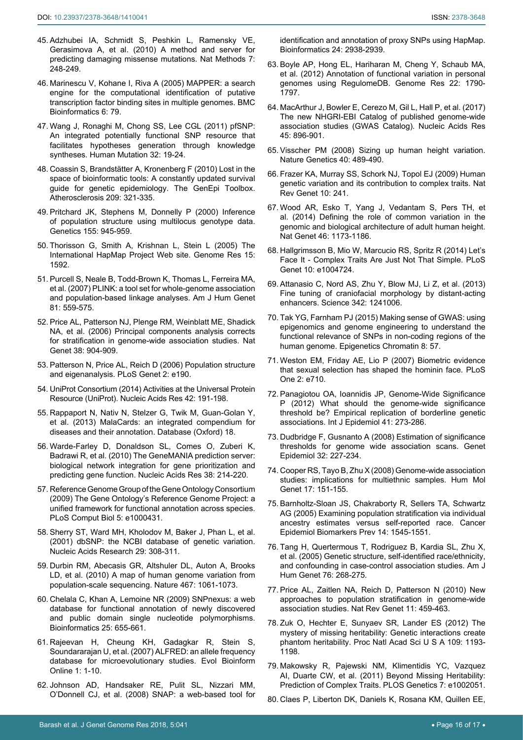45. Adzhubei IA, Schmidt S, Peshkin L, Ramensky VE, Gerasimova A, et al. (2010) A method and server for predicting damaging missense mutations. Nat Methods 7: 248-249.

46. Marinescu V, Kohane I, Riva A (2005) MAPPER: a search engine for the computational identification of putative transcription factor binding sites in multiple genomes. BMC Bioinformatics 6: 79.

47. Wang J, Ronaghi M, Chong SS, Lee CGL (2011) pfSNP: An integrated potentially functional SNP resource that facilitates hypotheses generation through knowledge syntheses. Human Mutation 32: 19-24.

48. Coassin S, Brandstätter A, Kronenberg F (2010) Lost in the space of bioinformatic tools: A constantly updated survival guide for genetic epidemiology. The GenEpi Toolbox. Atherosclerosis 209: 321-335.

49. Pritchard JK, Stephens M, Donnelly P (2000) Inference of population structure using multilocus genotype data. Genetics 155: 945-959.

50. Thorisson G, Smith A, Krishnan L, Stein L (2005) The International HapMap Project Web site. Genome Res 15: 1592.

51. Purcell S, Neale B, Todd-Brown K, Thomas L, Ferreira MA, et al. (2007) PLINK: a tool set for whole-genome association and population-based linkage analyses. Am J Hum Genet 81: 559-575.

52. Price AL, Patterson NJ, Plenge RM, Weinblatt ME, Shadick NA, et al. (2006) Principal components analysis corrects for stratification in genome-wide association studies. Nat Genet 38: 904-909.

53. Patterson N, Price AL, Reich D (2006) Population structure and eigenanalysis. PLoS Genet 2: e190.

54. UniProt Consortium (2014) Activities at the Universal Protein Resource (UniProt). Nucleic Acids Res 42: 191-198.

55. Rappaport N, Nativ N, Stelzer G, Twik M, Guan-Golan Y, et al. (2013) MalaCards: an integrated compendium for diseases and their annotation. Database (Oxford) 18.

56. Warde-Farley D, Donaldson SL, Comes O, Zuberi K, Badrawi R, et al. (2010) The GeneMANIA prediction server: biological network integration for gene prioritization and predicting gene function. Nucleic Acids Res 38: 214-220.

57. Reference Genome Group of the Gene Ontology Consortium (2009) The Gene Ontology's Reference Genome Project: a unified framework for functional annotation across species. PLoS Comput Biol 5: e1000431.

58. Sherry ST, Ward MH, Kholodov M, Baker J, Phan L, et al. (2001) dbSNP: the NCBI database of genetic variation. Nucleic Acids Research 29: 308-311.

59. Durbin RM, Abecasis GR, Altshuler DL, Auton A, Brooks LD, et al. (2010) A map of human genome variation from population-scale sequencing. Nature 467: 1061-1073.

60. Chelala C, Khan A, Lemoine NR (2009) SNPnexus: a web database for functional annotation of newly discovered and public domain single nucleotide polymorphisms. Bioinformatics 25: 655-661.

61. Rajeevan H, Cheung KH, Gadagkar R, Stein S, Soundararajan U, et al. (2007) ALFRED: an allele frequency database for microevolutionary studies. Evol Bioinform Online 1: 1-10.

62. Johnson AD, Handsaker RE, Pulit SL, Nizzari MM, O'Donnell CJ, et al. (2008) SNAP: a web-based tool for identification and annotation of proxy SNPs using HapMap. Bioinformatics 24: 2938-2939.

63. Boyle AP, Hong EL, Hariharan M, Cheng Y, Schaub MA, et al. (2012) Annotation of functional variation in personal genomes using RegulomeDB. Genome Res 22: 1790-1797.

64. MacArthur J, Bowler E, Cerezo M, Gil L, Hall P, et al. (2017) The new NHGRI-EBI Catalog of published genome-wide association studies (GWAS Catalog). Nucleic Acids Res 45: 896-901.

65. Visscher PM (2008) Sizing up human height variation. Nature Genetics 40: 489-490.

66. Frazer KA, Murray SS, Schork NJ, Topol EJ (2009) Human genetic variation and its contribution to complex traits. Nat Rev Genet 10: 241.

67. Wood AR, Esko T, Yang J, Vedantam S, Pers TH, et al. (2014) Defining the role of common variation in the genomic and biological architecture of adult human height. Nat Genet 46: 1173-1186.

68. Hallgrimsson B, Mio W, Marcucio RS, Spritz R (2014) Let's Face It - Complex Traits Are Just Not That Simple. PLoS Genet 10: e1004724.

69. Attanasio C, Nord AS, Zhu Y, Blow MJ, Li Z, et al. (2013) Fine tuning of craniofacial morphology by distant-acting enhancers. Science 342: 1241006.

70. Tak YG, Farnham PJ (2015) Making sense of GWAS: using epigenomics and genome engineering to understand the functional relevance of SNPs in non-coding regions of the human genome. Epigenetics Chromatin 8: 57.

71. Weston EM, Friday AE, Lio P (2007) Biometric evidence that sexual selection has shaped the hominin face. PLoS One 2: e710.

72. Panagiotou OA, Ioannidis JP, Genome-Wide Significance P (2012) What should the genome-wide significance threshold be? Empirical replication of borderline genetic associations. Int J Epidemiol 41: 273-286.

73. Dudbridge F, Gusnanto A (2008) Estimation of significance thresholds for genome wide association scans. Genet Epidemiol 32: 227-234.

74. Cooper RS, Tayo B, Zhu X (2008) Genome-wide association studies: implications for multiethnic samples. Hum Mol Genet 17: 151-155.

75. Barnholtz-Sloan JS, Chakraborty R, Sellers TA, Schwartz AG (2005) Examining population stratification via individual ancestry estimates versus self-reported race. Cancer Epidemiol Biomarkers Prev 14: 1545-1551.

76. Tang H, Quertermous T, Rodriguez B, Kardia SL, Zhu X, et al. (2005) Genetic structure, self-identified race/ethnicity, and confounding in case-control association studies. Am J Hum Genet 76: 268-275.

77. Price AL, Zaitlen NA, Reich D, Patterson N (2010) New approaches to population stratification in genome-wide association studies. Nat Rev Genet 11: 459-463.

78. Zuk O, Hechter E, Sunyaev SR, Lander ES (2012) The mystery of missing heritability: Genetic interactions create phantom heritability. Proc Natl Acad Sci U S A 109: 1193-1198.

79. Makowsky R, Pajewski NM, Klimentidis YC, Vazquez AI, Duarte CW, et al. (2011) Beyond Missing Heritability: Prediction of Complex Traits. PLOS Genetics 7: e1002051.

80. Claes P, Liberton DK, Daniels K, Rosana KM, Quillen EE,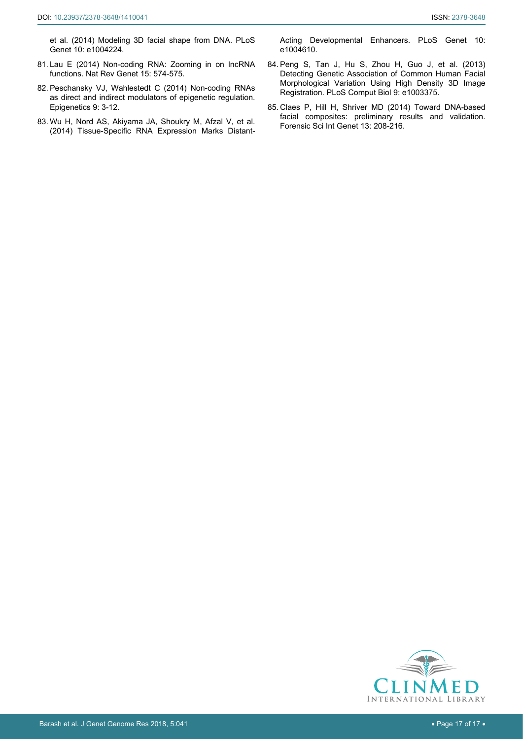et al. (2014) Modeling 3D facial shape from DNA. PLoS Genet 10: e1004224.

81. Lau E (2014) Non-coding RNA: Zooming in on lncRNA functions. Nat Rev Genet 15: 574-575.
82. Peschansky VJ, Wahlestedt C (2014) Non-coding RNAs as direct and indirect modulators of epigenetic regulation. Epigenetics 9: 3-12.
83. Wu H, Nord AS, Akiyama JA, Shoukry M, Afzal V, et al. (2014) Tissue-Specific RNA Expression Marks Distant-Acting Developmental Enhancers. PLoS Genet 10: e1004610.
84. Peng S, Tan J, Hu S, Zhou H, Guo J, et al. (2013) Detecting Genetic Association of Common Human Facial Morphological Variation Using High Density 3D Image Registration. PLoS Comput Biol 9: e1003375.
85. Claes P, Hill H, Shriver MD (2014) Toward DNA-based facial composites: preliminary results and validation. Forensic Sci Int Genet 13: 208-216.